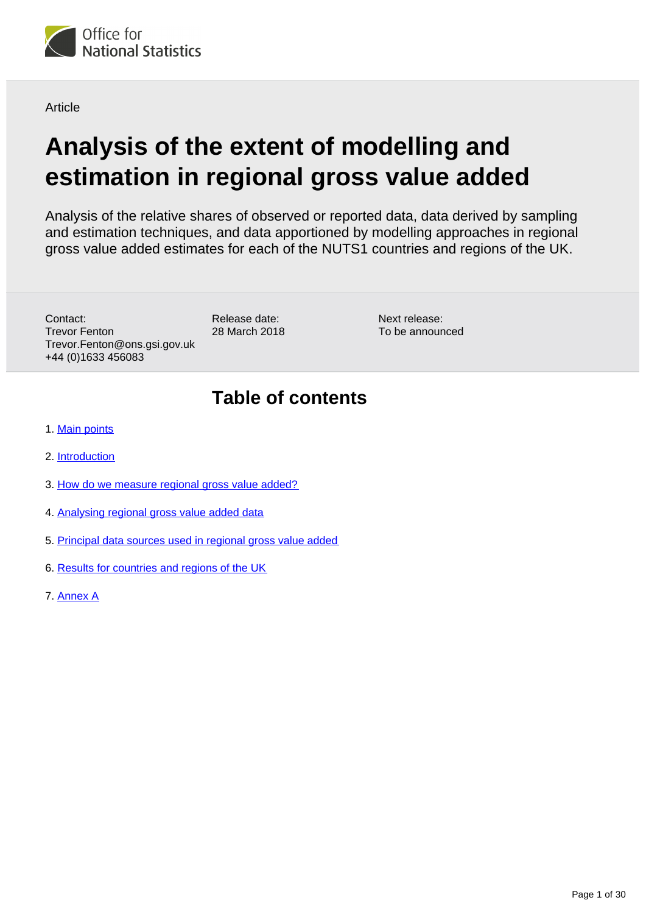Office for National Statistics

Article

# Analysis of the extent of modelling and estimation in regional gross value added

Analysis of the relative shares of observed or reported data, data derived by sampling and estimation techniques, and data apportioned by modelling approaches in regional gross value added estimates for each of the NUTS1 countries and regions of the UK.

Contact:
Trevor Fenton
Trevor.Fenton@ons.gsi.gov.uk
+44 (0)1633 456083

Release date:
28 March 2018

Next release:
To be announced

## Table of contents

1. Main points
2. Introduction
3. How do we measure regional gross value added?
4. Analysing regional gross value added data
5. Principal data sources used in regional gross value added
6. Results for countries and regions of the UK
7. Annex A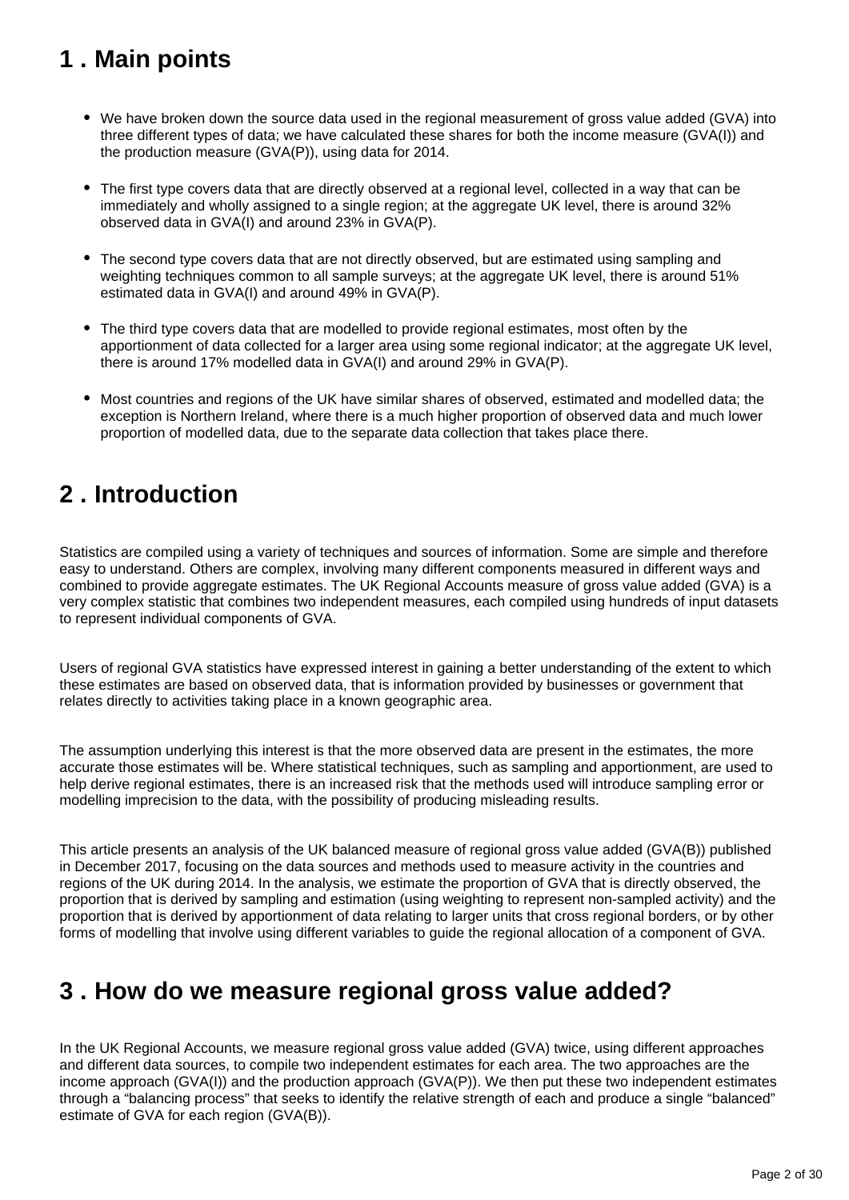## 1 . Main points

- We have broken down the source data used in the regional measurement of gross value added (GVA) into three different types of data; we have calculated these shares for both the income measure (GVA(I)) and the production measure (GVA(P)), using data for 2014.

- The first type covers data that are directly observed at a regional level, collected in a way that can be immediately and wholly assigned to a single region; at the aggregate UK level, there is around 32% observed data in GVA(I) and around 23% in GVA(P).

- The second type covers data that are not directly observed, but are estimated using sampling and weighting techniques common to all sample surveys; at the aggregate UK level, there is around 51% estimated data in GVA(I) and around 49% in GVA(P).

- The third type covers data that are modelled to provide regional estimates, most often by the apportionment of data collected for a larger area using some regional indicator; at the aggregate UK level, there is around 17% modelled data in GVA(I) and around 29% in GVA(P).

- Most countries and regions of the UK have similar shares of observed, estimated and modelled data; the exception is Northern Ireland, where there is a much higher proportion of observed data and much lower proportion of modelled data, due to the separate data collection that takes place there.

## 2 . Introduction

Statistics are compiled using a variety of techniques and sources of information. Some are simple and therefore easy to understand. Others are complex, involving many different components measured in different ways and combined to provide aggregate estimates. The UK Regional Accounts measure of gross value added (GVA) is a very complex statistic that combines two independent measures, each compiled using hundreds of input datasets to represent individual components of GVA.

Users of regional GVA statistics have expressed interest in gaining a better understanding of the extent to which these estimates are based on observed data, that is information provided by businesses or government that relates directly to activities taking place in a known geographic area.

The assumption underlying this interest is that the more observed data are present in the estimates, the more accurate those estimates will be. Where statistical techniques, such as sampling and apportionment, are used to help derive regional estimates, there is an increased risk that the methods used will introduce sampling error or modelling imprecision to the data, with the possibility of producing misleading results.

This article presents an analysis of the UK balanced measure of regional gross value added (GVA(B)) published in December 2017, focusing on the data sources and methods used to measure activity in the countries and regions of the UK during 2014. In the analysis, we estimate the proportion of GVA that is directly observed, the proportion that is derived by sampling and estimation (using weighting to represent non-sampled activity) and the proportion that is derived by apportionment of data relating to larger units that cross regional borders, or by other forms of modelling that involve using different variables to guide the regional allocation of a component of GVA.

## 3 . How do we measure regional gross value added?

In the UK Regional Accounts, we measure regional gross value added (GVA) twice, using different approaches and different data sources, to compile two independent estimates for each area. The two approaches are the income approach (GVA(I)) and the production approach (GVA(P)). We then put these two independent estimates through a “balancing process” that seeks to identify the relative strength of each and produce a single “balanced” estimate of GVA for each region (GVA(B)).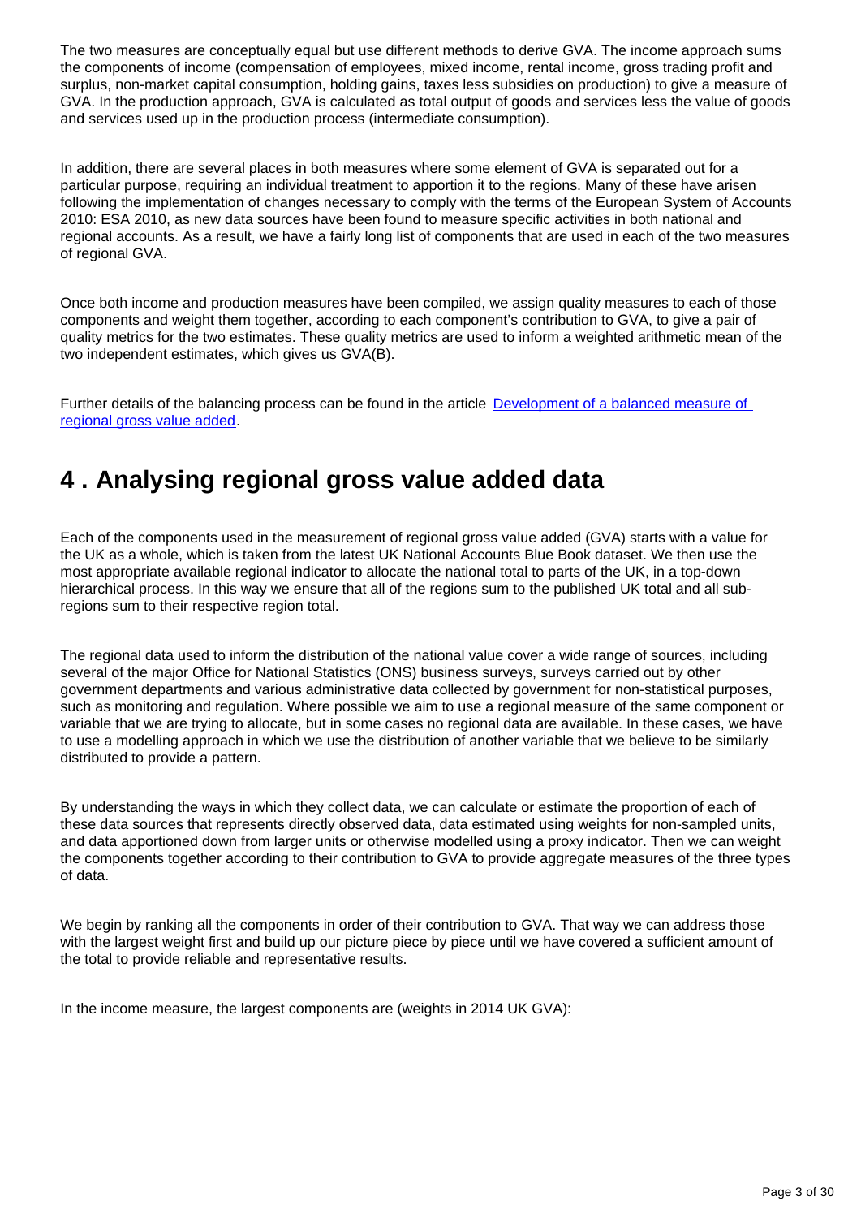The two measures are conceptually equal but use different methods to derive GVA. The income approach sums the components of income (compensation of employees, mixed income, rental income, gross trading profit and surplus, non-market capital consumption, holding gains, taxes less subsidies on production) to give a measure of GVA. In the production approach, GVA is calculated as total output of goods and services less the value of goods and services used up in the production process (intermediate consumption).

In addition, there are several places in both measures where some element of GVA is separated out for a particular purpose, requiring an individual treatment to apportion it to the regions. Many of these have arisen following the implementation of changes necessary to comply with the terms of the European System of Accounts 2010: ESA 2010, as new data sources have been found to measure specific activities in both national and regional accounts. As a result, we have a fairly long list of components that are used in each of the two measures of regional GVA.

Once both income and production measures have been compiled, we assign quality measures to each of those components and weight them together, according to each component's contribution to GVA, to give a pair of quality metrics for the two estimates. These quality metrics are used to inform a weighted arithmetic mean of the two independent estimates, which gives us GVA(B).

Further details of the balancing process can be found in the article [Development of a balanced measure of regional gross value added](#).

## 4 . Analysing regional gross value added data

Each of the components used in the measurement of regional gross value added (GVA) starts with a value for the UK as a whole, which is taken from the latest UK National Accounts Blue Book dataset. We then use the most appropriate available regional indicator to allocate the national total to parts of the UK, in a top-down hierarchical process. In this way we ensure that all of the regions sum to the published UK total and all sub-regions sum to their respective region total.

The regional data used to inform the distribution of the national value cover a wide range of sources, including several of the major Office for National Statistics (ONS) business surveys, surveys carried out by other government departments and various administrative data collected by government for non-statistical purposes, such as monitoring and regulation. Where possible we aim to use a regional measure of the same component or variable that we are trying to allocate, but in some cases no regional data are available. In these cases, we have to use a modelling approach in which we use the distribution of another variable that we believe to be similarly distributed to provide a pattern.

By understanding the ways in which they collect data, we can calculate or estimate the proportion of each of these data sources that represents directly observed data, data estimated using weights for non-sampled units, and data apportioned down from larger units or otherwise modelled using a proxy indicator. Then we can weight the components together according to their contribution to GVA to provide aggregate measures of the three types of data.

We begin by ranking all the components in order of their contribution to GVA. That way we can address those with the largest weight first and build up our picture piece by piece until we have covered a sufficient amount of the total to provide reliable and representative results.

In the income measure, the largest components are (weights in 2014 UK GVA):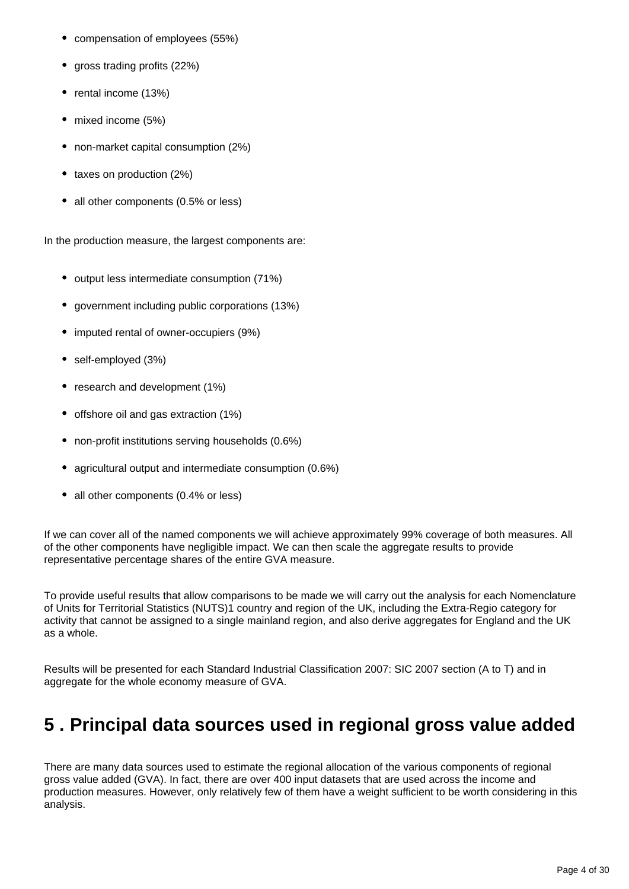- compensation of employees (55%)
- gross trading profits (22%)
- rental income (13%)
- mixed income (5%)
- non-market capital consumption (2%)
- taxes on production (2%)
- all other components (0.5% or less)

In the production measure, the largest components are:

- output less intermediate consumption (71%)
- government including public corporations (13%)
- imputed rental of owner-occupiers (9%)
- self-employed (3%)
- research and development (1%)
- offshore oil and gas extraction (1%)
- non-profit institutions serving households (0.6%)
- agricultural output and intermediate consumption (0.6%)
- all other components (0.4% or less)

If we can cover all of the named components we will achieve approximately 99% coverage of both measures. All of the other components have negligible impact. We can then scale the aggregate results to provide representative percentage shares of the entire GVA measure.

To provide useful results that allow comparisons to be made we will carry out the analysis for each Nomenclature of Units for Territorial Statistics (NUTS)1 country and region of the UK, including the Extra-Regio category for activity that cannot be assigned to a single mainland region, and also derive aggregates for England and the UK as a whole.

Results will be presented for each Standard Industrial Classification 2007: SIC 2007 section (A to T) and in aggregate for the whole economy measure of GVA.

# 5 . Principal data sources used in regional gross value added

There are many data sources used to estimate the regional allocation of the various components of regional gross value added (GVA). In fact, there are over 400 input datasets that are used across the income and production measures. However, only relatively few of them have a weight sufficient to be worth considering in this analysis.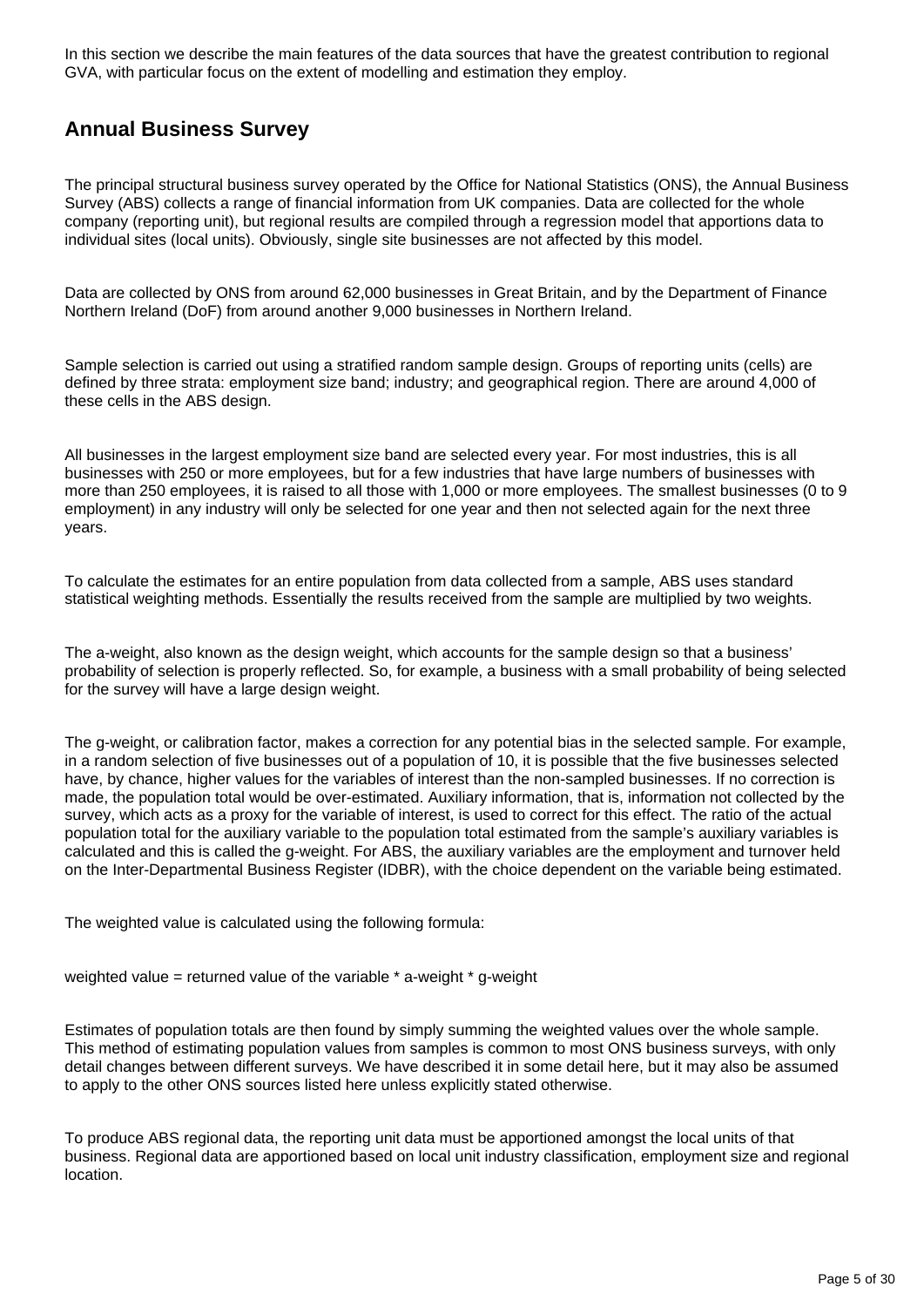In this section we describe the main features of the data sources that have the greatest contribution to regional GVA, with particular focus on the extent of modelling and estimation they employ.

## Annual Business Survey

The principal structural business survey operated by the Office for National Statistics (ONS), the Annual Business Survey (ABS) collects a range of financial information from UK companies. Data are collected for the whole company (reporting unit), but regional results are compiled through a regression model that apportions data to individual sites (local units). Obviously, single site businesses are not affected by this model.

Data are collected by ONS from around 62,000 businesses in Great Britain, and by the Department of Finance Northern Ireland (DoF) from around another 9,000 businesses in Northern Ireland.

Sample selection is carried out using a stratified random sample design. Groups of reporting units (cells) are defined by three strata: employment size band; industry; and geographical region. There are around 4,000 of these cells in the ABS design.

All businesses in the largest employment size band are selected every year. For most industries, this is all businesses with 250 or more employees, but for a few industries that have large numbers of businesses with more than 250 employees, it is raised to all those with 1,000 or more employees. The smallest businesses (0 to 9 employment) in any industry will only be selected for one year and then not selected again for the next three years.

To calculate the estimates for an entire population from data collected from a sample, ABS uses standard statistical weighting methods. Essentially the results received from the sample are multiplied by two weights.

The a-weight, also known as the design weight, which accounts for the sample design so that a business' probability of selection is properly reflected. So, for example, a business with a small probability of being selected for the survey will have a large design weight.

The g-weight, or calibration factor, makes a correction for any potential bias in the selected sample. For example, in a random selection of five businesses out of a population of 10, it is possible that the five businesses selected have, by chance, higher values for the variables of interest than the non-sampled businesses. If no correction is made, the population total would be over-estimated. Auxiliary information, that is, information not collected by the survey, which acts as a proxy for the variable of interest, is used to correct for this effect. The ratio of the actual population total for the auxiliary variable to the population total estimated from the sample's auxiliary variables is calculated and this is called the g-weight. For ABS, the auxiliary variables are the employment and turnover held on the Inter-Departmental Business Register (IDBR), with the choice dependent on the variable being estimated.

The weighted value is calculated using the following formula:

weighted value = returned value of the variable * a-weight * g-weight

Estimates of population totals are then found by simply summing the weighted values over the whole sample. This method of estimating population values from samples is common to most ONS business surveys, with only detail changes between different surveys. We have described it in some detail here, but it may also be assumed to apply to the other ONS sources listed here unless explicitly stated otherwise.

To produce ABS regional data, the reporting unit data must be apportioned amongst the local units of that business. Regional data are apportioned based on local unit industry classification, employment size and regional location.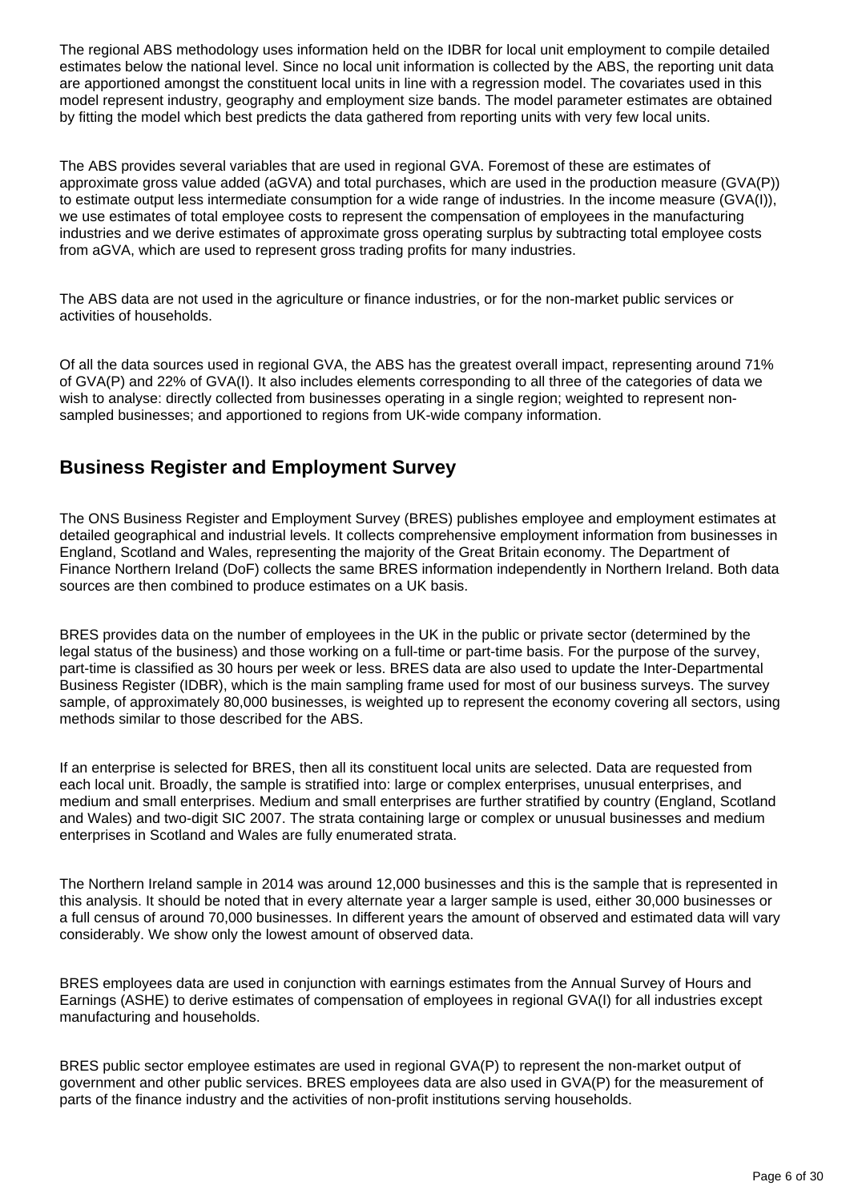The regional ABS methodology uses information held on the IDBR for local unit employment to compile detailed estimates below the national level. Since no local unit information is collected by the ABS, the reporting unit data are apportioned amongst the constituent local units in line with a regression model. The covariates used in this model represent industry, geography and employment size bands. The model parameter estimates are obtained by fitting the model which best predicts the data gathered from reporting units with very few local units.

The ABS provides several variables that are used in regional GVA. Foremost of these are estimates of approximate gross value added (aGVA) and total purchases, which are used in the production measure (GVA(P)) to estimate output less intermediate consumption for a wide range of industries. In the income measure (GVA(I)), we use estimates of total employee costs to represent the compensation of employees in the manufacturing industries and we derive estimates of approximate gross operating surplus by subtracting total employee costs from aGVA, which are used to represent gross trading profits for many industries.

The ABS data are not used in the agriculture or finance industries, or for the non-market public services or activities of households.

Of all the data sources used in regional GVA, the ABS has the greatest overall impact, representing around 71% of GVA(P) and 22% of GVA(I). It also includes elements corresponding to all three of the categories of data we wish to analyse: directly collected from businesses operating in a single region; weighted to represent non-sampled businesses; and apportioned to regions from UK-wide company information.

## Business Register and Employment Survey

The ONS Business Register and Employment Survey (BRES) publishes employee and employment estimates at detailed geographical and industrial levels. It collects comprehensive employment information from businesses in England, Scotland and Wales, representing the majority of the Great Britain economy. The Department of Finance Northern Ireland (DoF) collects the same BRES information independently in Northern Ireland. Both data sources are then combined to produce estimates on a UK basis.

BRES provides data on the number of employees in the UK in the public or private sector (determined by the legal status of the business) and those working on a full-time or part-time basis. For the purpose of the survey, part-time is classified as 30 hours per week or less. BRES data are also used to update the Inter-Departmental Business Register (IDBR), which is the main sampling frame used for most of our business surveys. The survey sample, of approximately 80,000 businesses, is weighted up to represent the economy covering all sectors, using methods similar to those described for the ABS.

If an enterprise is selected for BRES, then all its constituent local units are selected. Data are requested from each local unit. Broadly, the sample is stratified into: large or complex enterprises, unusual enterprises, and medium and small enterprises. Medium and small enterprises are further stratified by country (England, Scotland and Wales) and two-digit SIC 2007. The strata containing large or complex or unusual businesses and medium enterprises in Scotland and Wales are fully enumerated strata.

The Northern Ireland sample in 2014 was around 12,000 businesses and this is the sample that is represented in this analysis. It should be noted that in every alternate year a larger sample is used, either 30,000 businesses or a full census of around 70,000 businesses. In different years the amount of observed and estimated data will vary considerably. We show only the lowest amount of observed data.

BRES employees data are used in conjunction with earnings estimates from the Annual Survey of Hours and Earnings (ASHE) to derive estimates of compensation of employees in regional GVA(I) for all industries except manufacturing and households.

BRES public sector employee estimates are used in regional GVA(P) to represent the non-market output of government and other public services. BRES employees data are also used in GVA(P) for the measurement of parts of the finance industry and the activities of non-profit institutions serving households.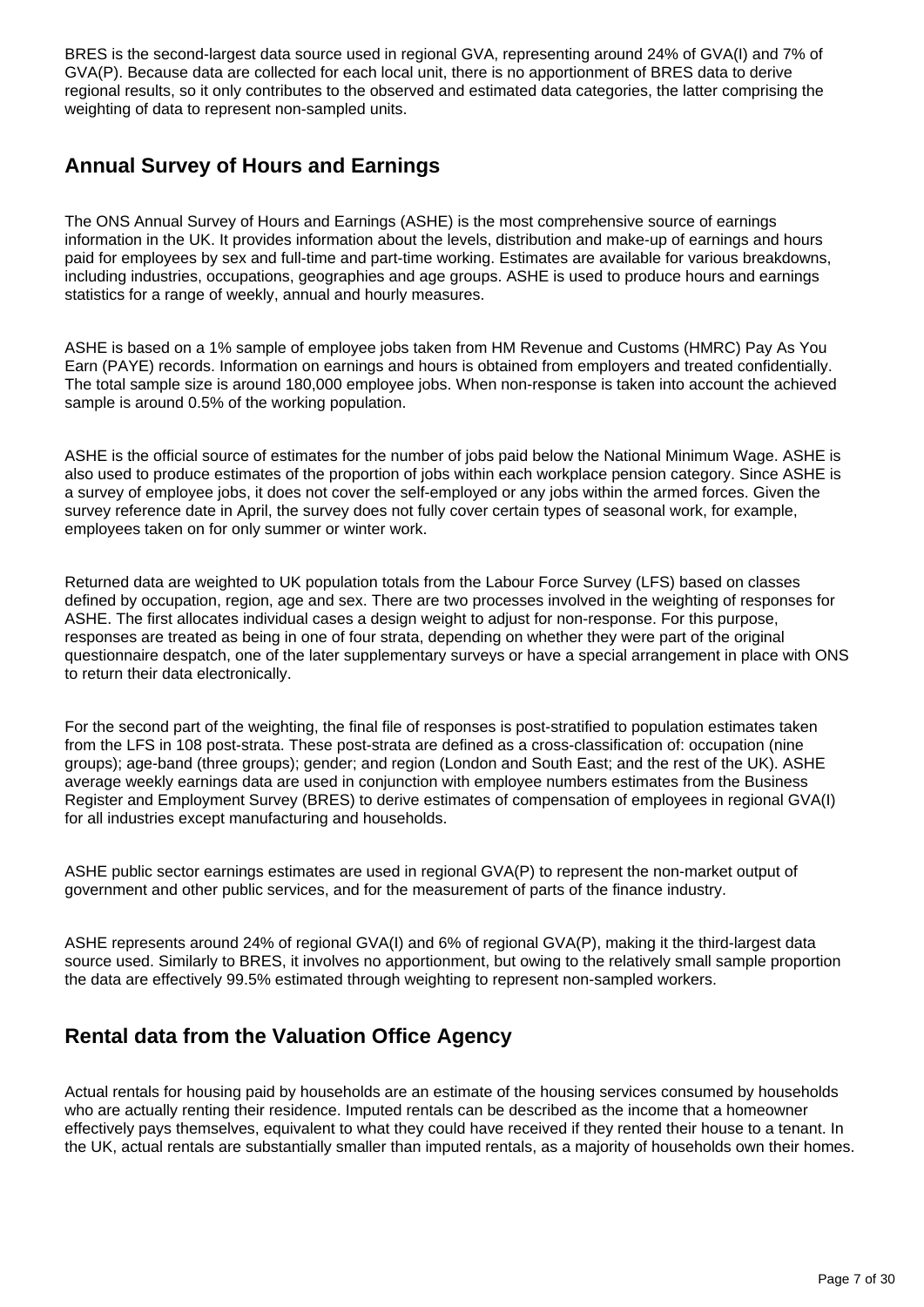BRES is the second-largest data source used in regional GVA, representing around 24% of GVA(I) and 7% of GVA(P). Because data are collected for each local unit, there is no apportionment of BRES data to derive regional results, so it only contributes to the observed and estimated data categories, the latter comprising the weighting of data to represent non-sampled units.

## Annual Survey of Hours and Earnings

The ONS Annual Survey of Hours and Earnings (ASHE) is the most comprehensive source of earnings information in the UK. It provides information about the levels, distribution and make-up of earnings and hours paid for employees by sex and full-time and part-time working. Estimates are available for various breakdowns, including industries, occupations, geographies and age groups. ASHE is used to produce hours and earnings statistics for a range of weekly, annual and hourly measures.

ASHE is based on a 1% sample of employee jobs taken from HM Revenue and Customs (HMRC) Pay As You Earn (PAYE) records. Information on earnings and hours is obtained from employers and treated confidentially. The total sample size is around 180,000 employee jobs. When non-response is taken into account the achieved sample is around 0.5% of the working population.

ASHE is the official source of estimates for the number of jobs paid below the National Minimum Wage. ASHE is also used to produce estimates of the proportion of jobs within each workplace pension category. Since ASHE is a survey of employee jobs, it does not cover the self-employed or any jobs within the armed forces. Given the survey reference date in April, the survey does not fully cover certain types of seasonal work, for example, employees taken on for only summer or winter work.

Returned data are weighted to UK population totals from the Labour Force Survey (LFS) based on classes defined by occupation, region, age and sex. There are two processes involved in the weighting of responses for ASHE. The first allocates individual cases a design weight to adjust for non-response. For this purpose, responses are treated as being in one of four strata, depending on whether they were part of the original questionnaire despatch, one of the later supplementary surveys or have a special arrangement in place with ONS to return their data electronically.

For the second part of the weighting, the final file of responses is post-stratified to population estimates taken from the LFS in 108 post-strata. These post-strata are defined as a cross-classification of: occupation (nine groups); age-band (three groups); gender; and region (London and South East; and the rest of the UK). ASHE average weekly earnings data are used in conjunction with employee numbers estimates from the Business Register and Employment Survey (BRES) to derive estimates of compensation of employees in regional GVA(I) for all industries except manufacturing and households.

ASHE public sector earnings estimates are used in regional GVA(P) to represent the non-market output of government and other public services, and for the measurement of parts of the finance industry.

ASHE represents around 24% of regional GVA(I) and 6% of regional GVA(P), making it the third-largest data source used. Similarly to BRES, it involves no apportionment, but owing to the relatively small sample proportion the data are effectively 99.5% estimated through weighting to represent non-sampled workers.

## Rental data from the Valuation Office Agency

Actual rentals for housing paid by households are an estimate of the housing services consumed by households who are actually renting their residence. Imputed rentals can be described as the income that a homeowner effectively pays themselves, equivalent to what they could have received if they rented their house to a tenant. In the UK, actual rentals are substantially smaller than imputed rentals, as a majority of households own their homes.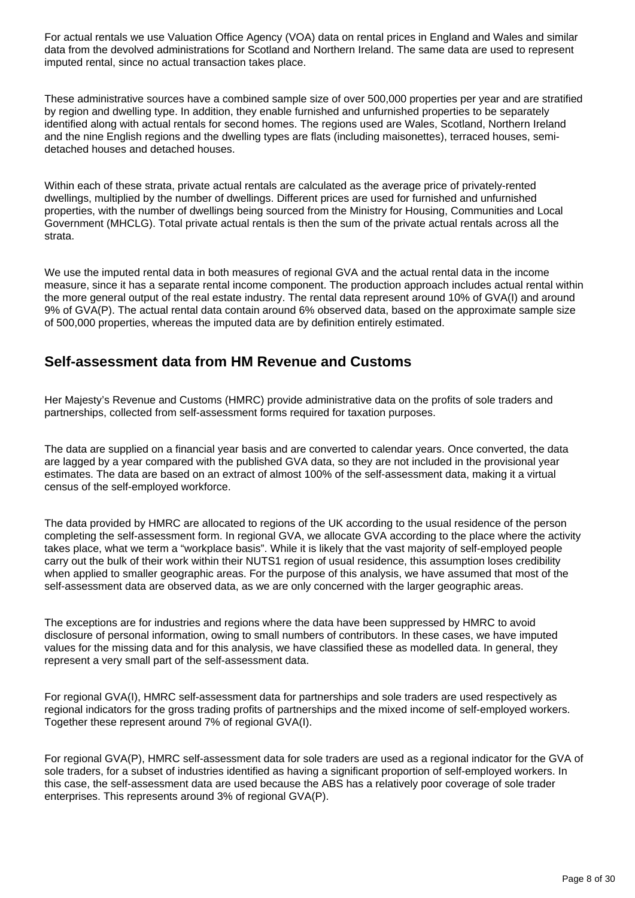For actual rentals we use Valuation Office Agency (VOA) data on rental prices in England and Wales and similar data from the devolved administrations for Scotland and Northern Ireland. The same data are used to represent imputed rental, since no actual transaction takes place.

These administrative sources have a combined sample size of over 500,000 properties per year and are stratified by region and dwelling type. In addition, they enable furnished and unfurnished properties to be separately identified along with actual rentals for second homes. The regions used are Wales, Scotland, Northern Ireland and the nine English regions and the dwelling types are flats (including maisonettes), terraced houses, semi-detached houses and detached houses.

Within each of these strata, private actual rentals are calculated as the average price of privately-rented dwellings, multiplied by the number of dwellings. Different prices are used for furnished and unfurnished properties, with the number of dwellings being sourced from the Ministry for Housing, Communities and Local Government (MHCLG). Total private actual rentals is then the sum of the private actual rentals across all the strata.

We use the imputed rental data in both measures of regional GVA and the actual rental data in the income measure, since it has a separate rental income component. The production approach includes actual rental within the more general output of the real estate industry. The rental data represent around 10% of GVA(I) and around 9% of GVA(P). The actual rental data contain around 6% observed data, based on the approximate sample size of 500,000 properties, whereas the imputed data are by definition entirely estimated.

## Self-assessment data from HM Revenue and Customs

Her Majesty's Revenue and Customs (HMRC) provide administrative data on the profits of sole traders and partnerships, collected from self-assessment forms required for taxation purposes.

The data are supplied on a financial year basis and are converted to calendar years. Once converted, the data are lagged by a year compared with the published GVA data, so they are not included in the provisional year estimates. The data are based on an extract of almost 100% of the self-assessment data, making it a virtual census of the self-employed workforce.

The data provided by HMRC are allocated to regions of the UK according to the usual residence of the person completing the self-assessment form. In regional GVA, we allocate GVA according to the place where the activity takes place, what we term a "workplace basis". While it is likely that the vast majority of self-employed people carry out the bulk of their work within their NUTS1 region of usual residence, this assumption loses credibility when applied to smaller geographic areas. For the purpose of this analysis, we have assumed that most of the self-assessment data are observed data, as we are only concerned with the larger geographic areas.

The exceptions are for industries and regions where the data have been suppressed by HMRC to avoid disclosure of personal information, owing to small numbers of contributors. In these cases, we have imputed values for the missing data and for this analysis, we have classified these as modelled data. In general, they represent a very small part of the self-assessment data.

For regional GVA(I), HMRC self-assessment data for partnerships and sole traders are used respectively as regional indicators for the gross trading profits of partnerships and the mixed income of self-employed workers. Together these represent around 7% of regional GVA(I).

For regional GVA(P), HMRC self-assessment data for sole traders are used as a regional indicator for the GVA of sole traders, for a subset of industries identified as having a significant proportion of self-employed workers. In this case, the self-assessment data are used because the ABS has a relatively poor coverage of sole trader enterprises. This represents around 3% of regional GVA(P).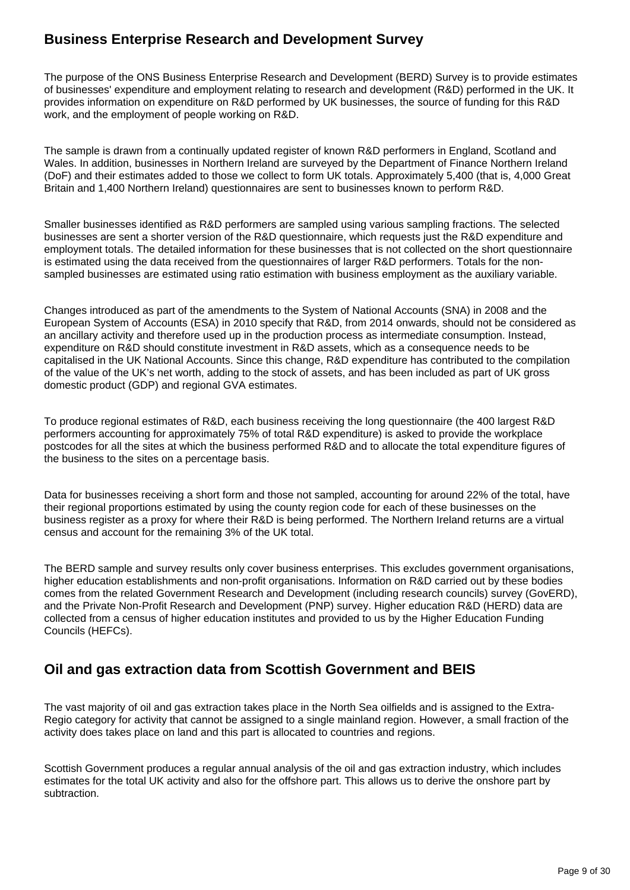## Business Enterprise Research and Development Survey

The purpose of the ONS Business Enterprise Research and Development (BERD) Survey is to provide estimates of businesses' expenditure and employment relating to research and development (R&D) performed in the UK. It provides information on expenditure on R&D performed by UK businesses, the source of funding for this R&D work, and the employment of people working on R&D.

The sample is drawn from a continually updated register of known R&D performers in England, Scotland and Wales. In addition, businesses in Northern Ireland are surveyed by the Department of Finance Northern Ireland (DoF) and their estimates added to those we collect to form UK totals. Approximately 5,400 (that is, 4,000 Great Britain and 1,400 Northern Ireland) questionnaires are sent to businesses known to perform R&D.

Smaller businesses identified as R&D performers are sampled using various sampling fractions. The selected businesses are sent a shorter version of the R&D questionnaire, which requests just the R&D expenditure and employment totals. The detailed information for these businesses that is not collected on the short questionnaire is estimated using the data received from the questionnaires of larger R&D performers. Totals for the non-sampled businesses are estimated using ratio estimation with business employment as the auxiliary variable.

Changes introduced as part of the amendments to the System of National Accounts (SNA) in 2008 and the European System of Accounts (ESA) in 2010 specify that R&D, from 2014 onwards, should not be considered as an ancillary activity and therefore used up in the production process as intermediate consumption. Instead, expenditure on R&D should constitute investment in R&D assets, which as a consequence needs to be capitalised in the UK National Accounts. Since this change, R&D expenditure has contributed to the compilation of the value of the UK's net worth, adding to the stock of assets, and has been included as part of UK gross domestic product (GDP) and regional GVA estimates.

To produce regional estimates of R&D, each business receiving the long questionnaire (the 400 largest R&D performers accounting for approximately 75% of total R&D expenditure) is asked to provide the workplace postcodes for all the sites at which the business performed R&D and to allocate the total expenditure figures of the business to the sites on a percentage basis.

Data for businesses receiving a short form and those not sampled, accounting for around 22% of the total, have their regional proportions estimated by using the county region code for each of these businesses on the business register as a proxy for where their R&D is being performed. The Northern Ireland returns are a virtual census and account for the remaining 3% of the UK total.

The BERD sample and survey results only cover business enterprises. This excludes government organisations, higher education establishments and non-profit organisations. Information on R&D carried out by these bodies comes from the related Government Research and Development (including research councils) survey (GovERD), and the Private Non-Profit Research and Development (PNP) survey. Higher education R&D (HERD) data are collected from a census of higher education institutes and provided to us by the Higher Education Funding Councils (HEFCs).

## Oil and gas extraction data from Scottish Government and BEIS

The vast majority of oil and gas extraction takes place in the North Sea oilfields and is assigned to the Extra-Regio category for activity that cannot be assigned to a single mainland region. However, a small fraction of the activity does takes place on land and this part is allocated to countries and regions.

Scottish Government produces a regular annual analysis of the oil and gas extraction industry, which includes estimates for the total UK activity and also for the offshore part. This allows us to derive the onshore part by subtraction.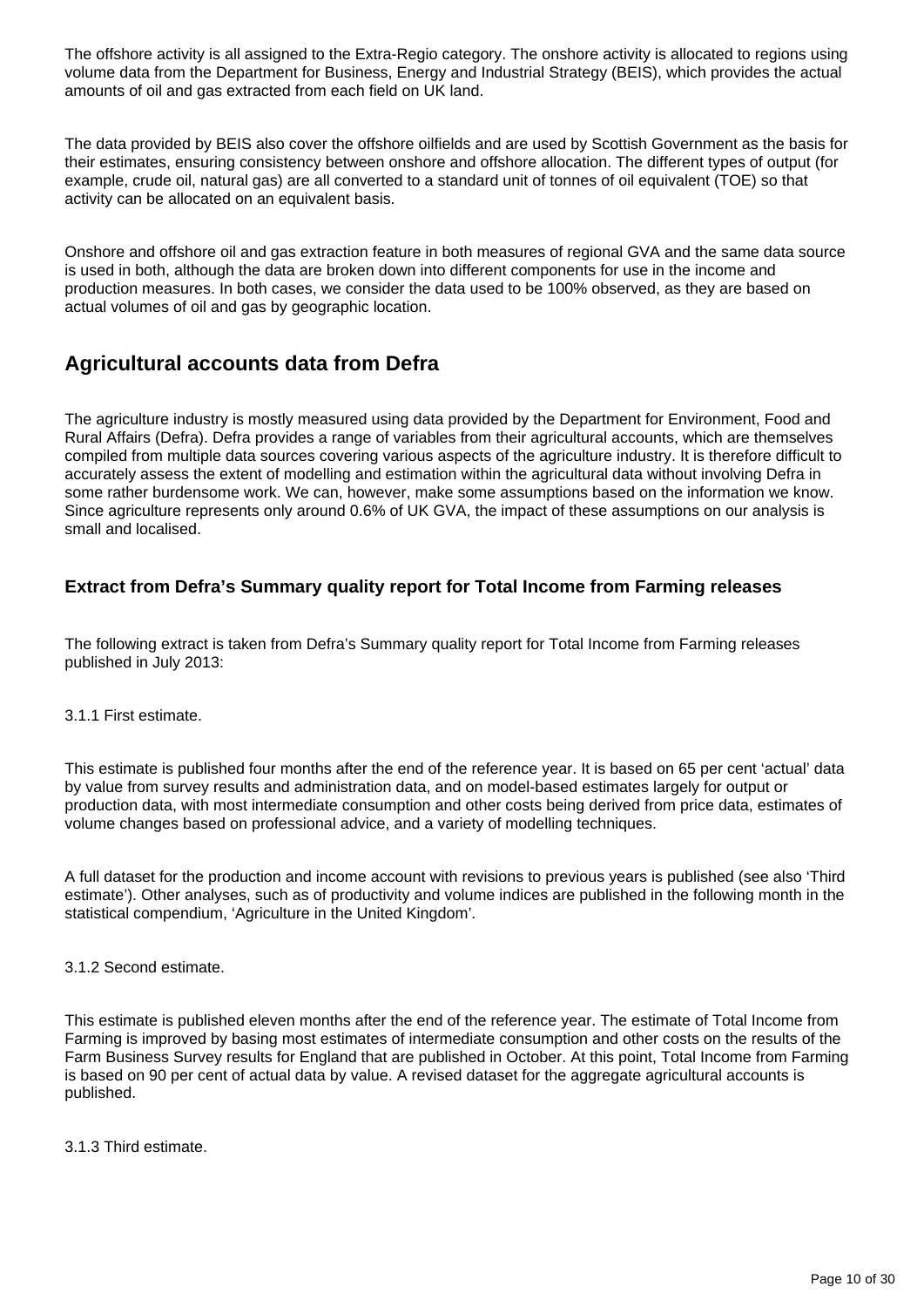The offshore activity is all assigned to the Extra-Regio category. The onshore activity is allocated to regions using volume data from the Department for Business, Energy and Industrial Strategy (BEIS), which provides the actual amounts of oil and gas extracted from each field on UK land.

The data provided by BEIS also cover the offshore oilfields and are used by Scottish Government as the basis for their estimates, ensuring consistency between onshore and offshore allocation. The different types of output (for example, crude oil, natural gas) are all converted to a standard unit of tonnes of oil equivalent (TOE) so that activity can be allocated on an equivalent basis.

Onshore and offshore oil and gas extraction feature in both measures of regional GVA and the same data source is used in both, although the data are broken down into different components for use in the income and production measures. In both cases, we consider the data used to be 100% observed, as they are based on actual volumes of oil and gas by geographic location.

## Agricultural accounts data from Defra

The agriculture industry is mostly measured using data provided by the Department for Environment, Food and Rural Affairs (Defra). Defra provides a range of variables from their agricultural accounts, which are themselves compiled from multiple data sources covering various aspects of the agriculture industry. It is therefore difficult to accurately assess the extent of modelling and estimation within the agricultural data without involving Defra in some rather burdensome work. We can, however, make some assumptions based on the information we know. Since agriculture represents only around 0.6% of UK GVA, the impact of these assumptions on our analysis is small and localised.

### Extract from Defra's Summary quality report for Total Income from Farming releases

The following extract is taken from Defra's Summary quality report for Total Income from Farming releases published in July 2013:

3.1.1 First estimate.

This estimate is published four months after the end of the reference year. It is based on 65 per cent 'actual' data by value from survey results and administration data, and on model-based estimates largely for output or production data, with most intermediate consumption and other costs being derived from price data, estimates of volume changes based on professional advice, and a variety of modelling techniques.

A full dataset for the production and income account with revisions to previous years is published (see also 'Third estimate'). Other analyses, such as of productivity and volume indices are published in the following month in the statistical compendium, 'Agriculture in the United Kingdom'.

3.1.2 Second estimate.

This estimate is published eleven months after the end of the reference year. The estimate of Total Income from Farming is improved by basing most estimates of intermediate consumption and other costs on the results of the Farm Business Survey results for England that are published in October. At this point, Total Income from Farming is based on 90 per cent of actual data by value. A revised dataset for the aggregate agricultural accounts is published.

3.1.3 Third estimate.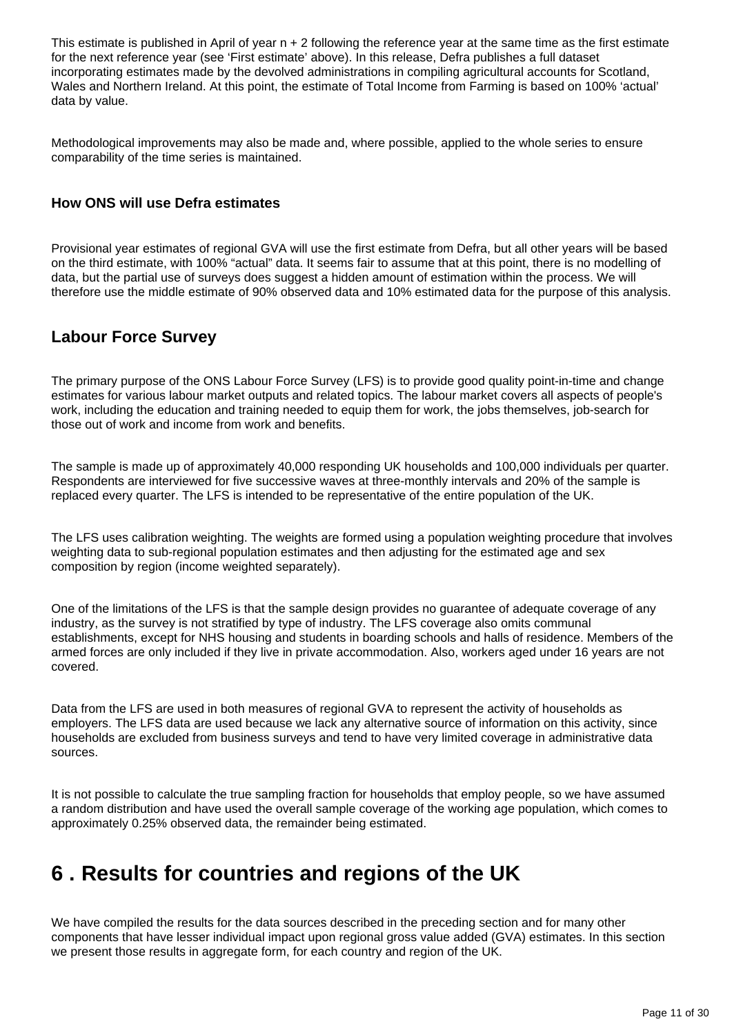This estimate is published in April of year n + 2 following the reference year at the same time as the first estimate for the next reference year (see 'First estimate' above). In this release, Defra publishes a full dataset incorporating estimates made by the devolved administrations in compiling agricultural accounts for Scotland, Wales and Northern Ireland. At this point, the estimate of Total Income from Farming is based on 100% 'actual' data by value.

Methodological improvements may also be made and, where possible, applied to the whole series to ensure comparability of the time series is maintained.

### How ONS will use Defra estimates

Provisional year estimates of regional GVA will use the first estimate from Defra, but all other years will be based on the third estimate, with 100% "actual" data. It seems fair to assume that at this point, there is no modelling of data, but the partial use of surveys does suggest a hidden amount of estimation within the process. We will therefore use the middle estimate of 90% observed data and 10% estimated data for the purpose of this analysis.

## Labour Force Survey

The primary purpose of the ONS Labour Force Survey (LFS) is to provide good quality point-in-time and change estimates for various labour market outputs and related topics. The labour market covers all aspects of people's work, including the education and training needed to equip them for work, the jobs themselves, job-search for those out of work and income from work and benefits.

The sample is made up of approximately 40,000 responding UK households and 100,000 individuals per quarter. Respondents are interviewed for five successive waves at three-monthly intervals and 20% of the sample is replaced every quarter. The LFS is intended to be representative of the entire population of the UK.

The LFS uses calibration weighting. The weights are formed using a population weighting procedure that involves weighting data to sub-regional population estimates and then adjusting for the estimated age and sex composition by region (income weighted separately).

One of the limitations of the LFS is that the sample design provides no guarantee of adequate coverage of any industry, as the survey is not stratified by type of industry. The LFS coverage also omits communal establishments, except for NHS housing and students in boarding schools and halls of residence. Members of the armed forces are only included if they live in private accommodation. Also, workers aged under 16 years are not covered.

Data from the LFS are used in both measures of regional GVA to represent the activity of households as employers. The LFS data are used because we lack any alternative source of information on this activity, since households are excluded from business surveys and tend to have very limited coverage in administrative data sources.

It is not possible to calculate the true sampling fraction for households that employ people, so we have assumed a random distribution and have used the overall sample coverage of the working age population, which comes to approximately 0.25% observed data, the remainder being estimated.

# 6 . Results for countries and regions of the UK

We have compiled the results for the data sources described in the preceding section and for many other components that have lesser individual impact upon regional gross value added (GVA) estimates. In this section we present those results in aggregate form, for each country and region of the UK.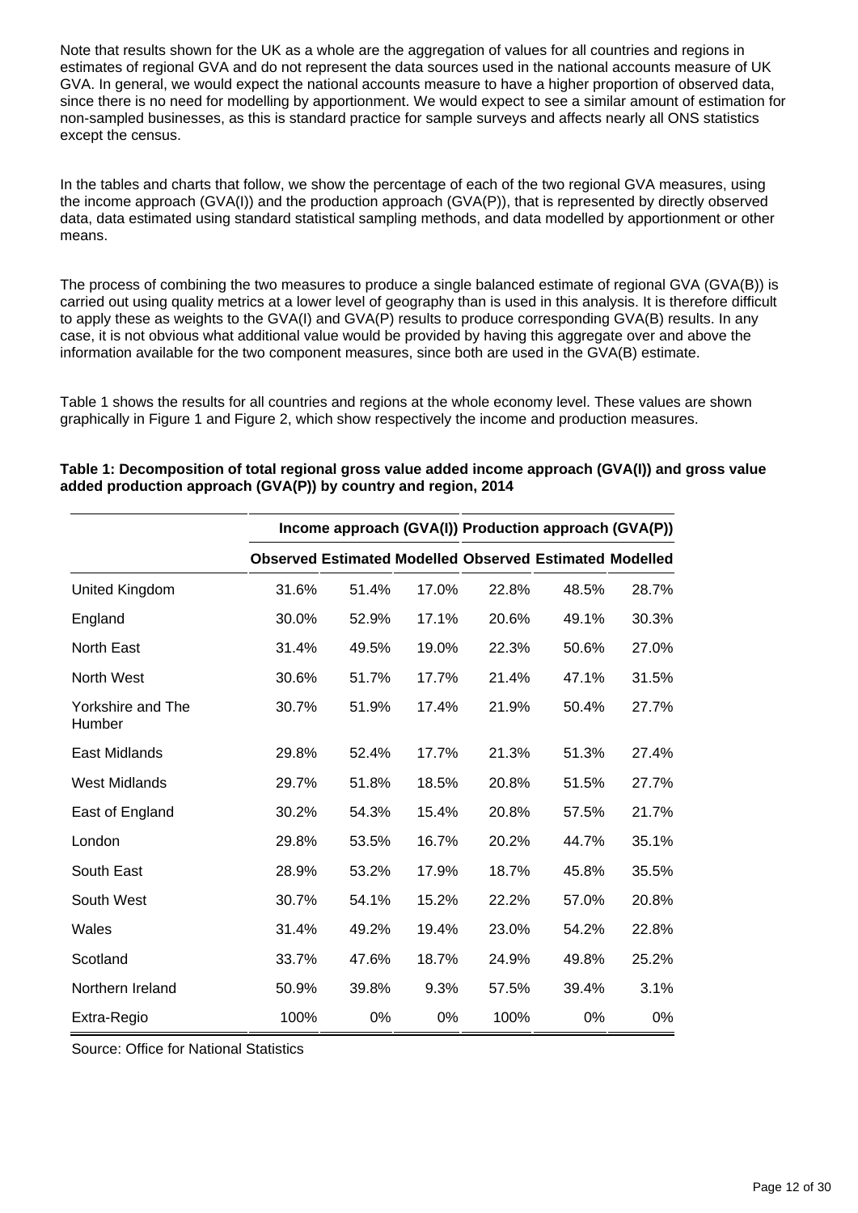Note that results shown for the UK as a whole are the aggregation of values for all countries and regions in estimates of regional GVA and do not represent the data sources used in the national accounts measure of UK GVA. In general, we would expect the national accounts measure to have a higher proportion of observed data, since there is no need for modelling by apportionment. We would expect to see a similar amount of estimation for non-sampled businesses, as this is standard practice for sample surveys and affects nearly all ONS statistics except the census.

In the tables and charts that follow, we show the percentage of each of the two regional GVA measures, using the income approach (GVA(I)) and the production approach (GVA(P)), that is represented by directly observed data, data estimated using standard statistical sampling methods, and data modelled by apportionment or other means.

The process of combining the two measures to produce a single balanced estimate of regional GVA (GVA(B)) is carried out using quality metrics at a lower level of geography than is used in this analysis. It is therefore difficult to apply these as weights to the GVA(I) and GVA(P) results to produce corresponding GVA(B) results. In any case, it is not obvious what additional value would be provided by having this aggregate over and above the information available for the two component measures, since both are used in the GVA(B) estimate.

Table 1 shows the results for all countries and regions at the whole economy level. These values are shown graphically in Figure 1 and Figure 2, which show respectively the income and production measures.

**Table 1: Decomposition of total regional gross value added income approach (GVA(I)) and gross value added production approach (GVA(P)) by country and region, 2014**

| | Income approach (GVA(I)) | | | Production approach (GVA(P)) | | |
|---|---|---|---|---|---|---|
| | Observed | Estimated | Modelled | Observed | Estimated | Modelled |
| United Kingdom | 31.6% | 51.4% | 17.0% | 22.8% | 48.5% | 28.7% |
| England | 30.0% | 52.9% | 17.1% | 20.6% | 49.1% | 30.3% |
| North East | 31.4% | 49.5% | 19.0% | 22.3% | 50.6% | 27.0% |
| North West | 30.6% | 51.7% | 17.7% | 21.4% | 47.1% | 31.5% |
| Yorkshire and The Humber | 30.7% | 51.9% | 17.4% | 21.9% | 50.4% | 27.7% |
| East Midlands | 29.8% | 52.4% | 17.7% | 21.3% | 51.3% | 27.4% |
| West Midlands | 29.7% | 51.8% | 18.5% | 20.8% | 51.5% | 27.7% |
| East of England | 30.2% | 54.3% | 15.4% | 20.8% | 57.5% | 21.7% |
| London | 29.8% | 53.5% | 16.7% | 20.2% | 44.7% | 35.1% |
| South East | 28.9% | 53.2% | 17.9% | 18.7% | 45.8% | 35.5% |
| South West | 30.7% | 54.1% | 15.2% | 22.2% | 57.0% | 20.8% |
| Wales | 31.4% | 49.2% | 19.4% | 23.0% | 54.2% | 22.8% |
| Scotland | 33.7% | 47.6% | 18.7% | 24.9% | 49.8% | 25.2% |
| Northern Ireland | 50.9% | 39.8% | 9.3% | 57.5% | 39.4% | 3.1% |
| Extra-Regio | 100% | 0% | 0% | 100% | 0% | 0% |

Source: Office for National Statistics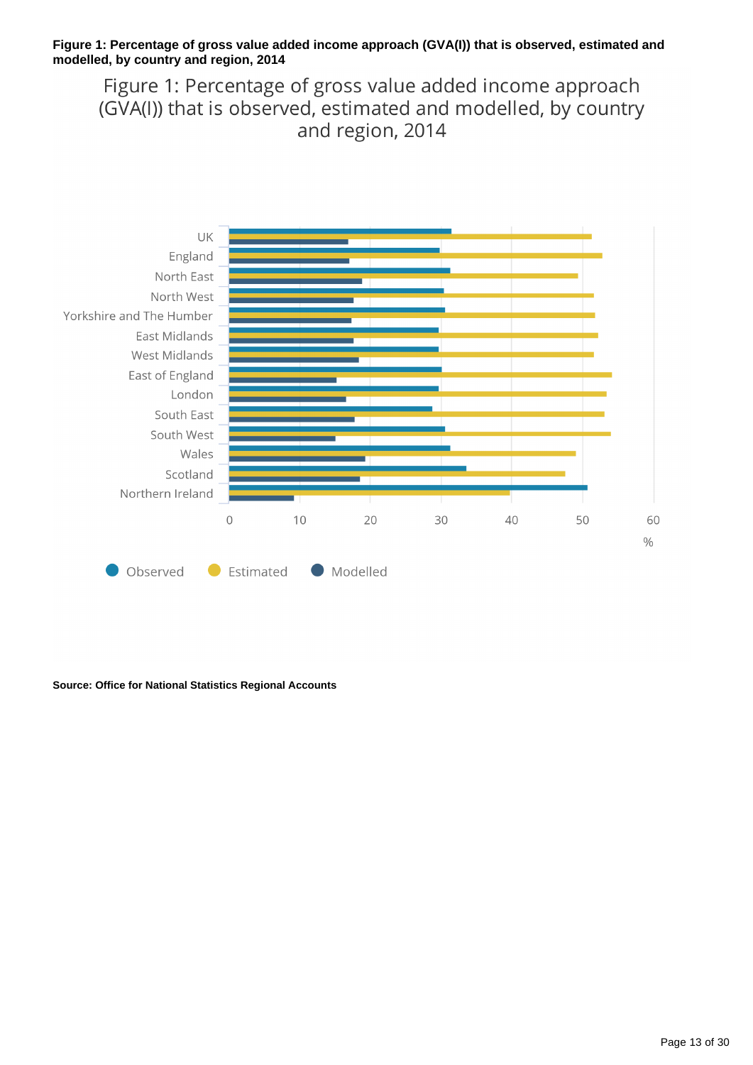**Figure 1: Percentage of gross value added income approach (GVA(I)) that is observed, estimated and modelled, by country and region, 2014**

Figure 1: Percentage of gross value added income approach (GVA(I)) that is observed, estimated and modelled, by country and region, 2014

UK
England
North East
North West
Yorkshire and The Humber
East Midlands
West Midlands
East of England
London
South East
South West
Wales
Scotland
Northern Ireland

0 10 20 30 40 50 60
%

Observed Estimated Modelled

**Source: Office for National Statistics Regional Accounts**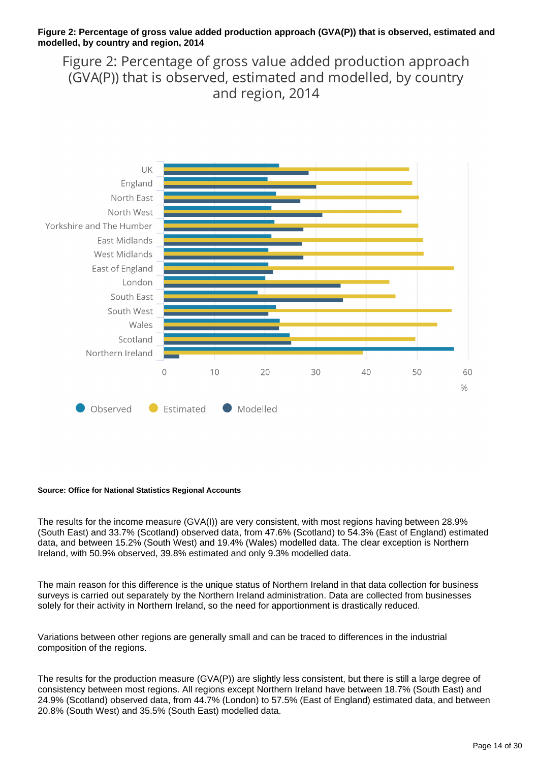**Figure 2: Percentage of gross value added production approach (GVA(P)) that is observed, estimated and modelled, by country and region, 2014**

Figure 2: Percentage of gross value added production approach (GVA(P)) that is observed, estimated and modelled, by country and region, 2014

**Source: Office for National Statistics Regional Accounts**

The results for the income measure (GVA(I)) are very consistent, with most regions having between 28.9% (South East) and 33.7% (Scotland) observed data, from 47.6% (Scotland) to 54.3% (East of England) estimated data, and between 15.2% (South West) and 19.4% (Wales) modelled data. The clear exception is Northern Ireland, with 50.9% observed, 39.8% estimated and only 9.3% modelled data.

The main reason for this difference is the unique status of Northern Ireland in that data collection for business surveys is carried out separately by the Northern Ireland administration. Data are collected from businesses solely for their activity in Northern Ireland, so the need for apportionment is drastically reduced.

Variations between other regions are generally small and can be traced to differences in the industrial composition of the regions.

The results for the production measure (GVA(P)) are slightly less consistent, but there is still a large degree of consistency between most regions. All regions except Northern Ireland have between 18.7% (South East) and 24.9% (Scotland) observed data, from 44.7% (London) to 57.5% (East of England) estimated data, and between 20.8% (South West) and 35.5% (South East) modelled data.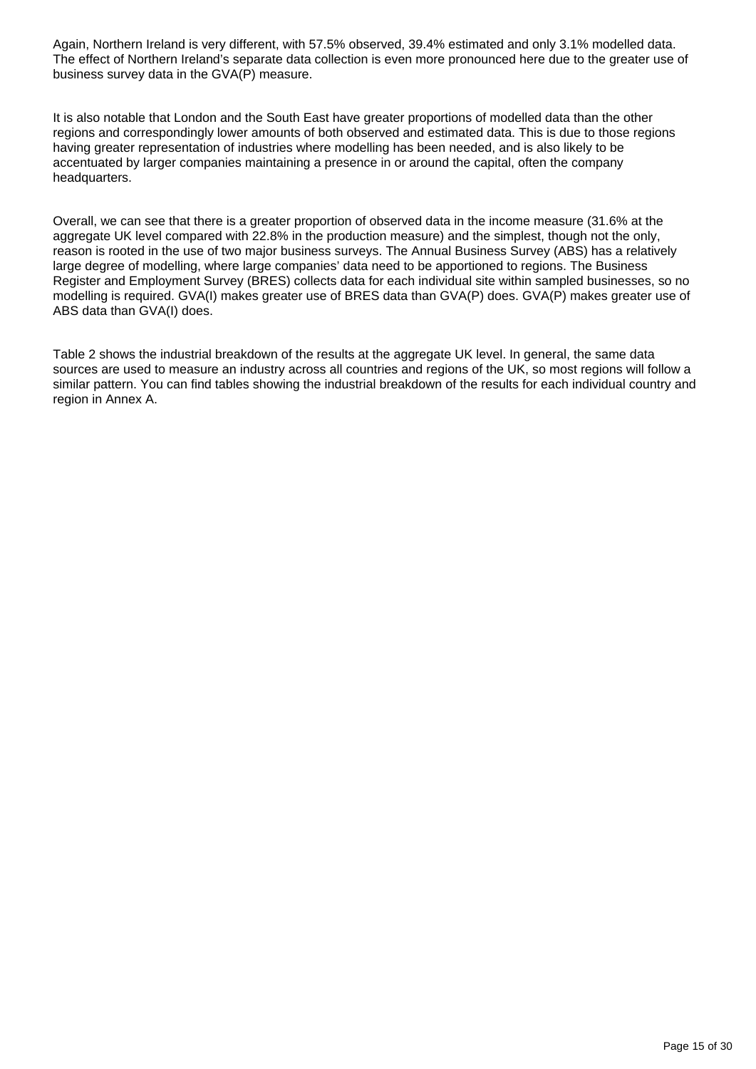Again, Northern Ireland is very different, with 57.5% observed, 39.4% estimated and only 3.1% modelled data. The effect of Northern Ireland's separate data collection is even more pronounced here due to the greater use of business survey data in the GVA(P) measure.

It is also notable that London and the South East have greater proportions of modelled data than the other regions and correspondingly lower amounts of both observed and estimated data. This is due to those regions having greater representation of industries where modelling has been needed, and is also likely to be accentuated by larger companies maintaining a presence in or around the capital, often the company headquarters.

Overall, we can see that there is a greater proportion of observed data in the income measure (31.6% at the aggregate UK level compared with 22.8% in the production measure) and the simplest, though not the only, reason is rooted in the use of two major business surveys. The Annual Business Survey (ABS) has a relatively large degree of modelling, where large companies' data need to be apportioned to regions. The Business Register and Employment Survey (BRES) collects data for each individual site within sampled businesses, so no modelling is required. GVA(I) makes greater use of BRES data than GVA(P) does. GVA(P) makes greater use of ABS data than GVA(I) does.

Table 2 shows the industrial breakdown of the results at the aggregate UK level. In general, the same data sources are used to measure an industry across all countries and regions of the UK, so most regions will follow a similar pattern. You can find tables showing the industrial breakdown of the results for each individual country and region in Annex A.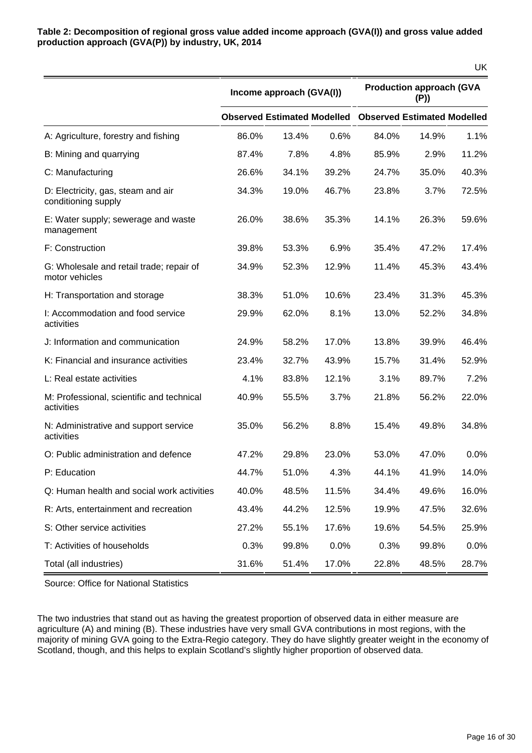**Table 2: Decomposition of regional gross value added income approach (GVA(I)) and gross value added production approach (GVA(P)) by industry, UK, 2014**

UK

| | Income approach (GVA(I)) | | | Production approach (GVA (P)) | | |
|---|---|---|---|---|---|---|
| | Observed | Estimated | Modelled | Observed | Estimated | Modelled |
| A: Agriculture, forestry and fishing | 86.0% | 13.4% | 0.6% | 84.0% | 14.9% | 1.1% |
| B: Mining and quarrying | 87.4% | 7.8% | 4.8% | 85.9% | 2.9% | 11.2% |
| C: Manufacturing | 26.6% | 34.1% | 39.2% | 24.7% | 35.0% | 40.3% |
| D: Electricity, gas, steam and air conditioning supply | 34.3% | 19.0% | 46.7% | 23.8% | 3.7% | 72.5% |
| E: Water supply; sewerage and waste management | 26.0% | 38.6% | 35.3% | 14.1% | 26.3% | 59.6% |
| F: Construction | 39.8% | 53.3% | 6.9% | 35.4% | 47.2% | 17.4% |
| G: Wholesale and retail trade; repair of motor vehicles | 34.9% | 52.3% | 12.9% | 11.4% | 45.3% | 43.4% |
| H: Transportation and storage | 38.3% | 51.0% | 10.6% | 23.4% | 31.3% | 45.3% |
| I: Accommodation and food service activities | 29.9% | 62.0% | 8.1% | 13.0% | 52.2% | 34.8% |
| J: Information and communication | 24.9% | 58.2% | 17.0% | 13.8% | 39.9% | 46.4% |
| K: Financial and insurance activities | 23.4% | 32.7% | 43.9% | 15.7% | 31.4% | 52.9% |
| L: Real estate activities | 4.1% | 83.8% | 12.1% | 3.1% | 89.7% | 7.2% |
| M: Professional, scientific and technical activities | 40.9% | 55.5% | 3.7% | 21.8% | 56.2% | 22.0% |
| N: Administrative and support service activities | 35.0% | 56.2% | 8.8% | 15.4% | 49.8% | 34.8% |
| O: Public administration and defence | 47.2% | 29.8% | 23.0% | 53.0% | 47.0% | 0.0% |
| P: Education | 44.7% | 51.0% | 4.3% | 44.1% | 41.9% | 14.0% |
| Q: Human health and social work activities | 40.0% | 48.5% | 11.5% | 34.4% | 49.6% | 16.0% |
| R: Arts, entertainment and recreation | 43.4% | 44.2% | 12.5% | 19.9% | 47.5% | 32.6% |
| S: Other service activities | 27.2% | 55.1% | 17.6% | 19.6% | 54.5% | 25.9% |
| T: Activities of households | 0.3% | 99.8% | 0.0% | 0.3% | 99.8% | 0.0% |
| Total (all industries) | 31.6% | 51.4% | 17.0% | 22.8% | 48.5% | 28.7% |

Source: Office for National Statistics

The two industries that stand out as having the greatest proportion of observed data in either measure are agriculture (A) and mining (B). These industries have very small GVA contributions in most regions, with the majority of mining GVA going to the Extra-Regio category. They do have slightly greater weight in the economy of Scotland, though, and this helps to explain Scotland's slightly higher proportion of observed data.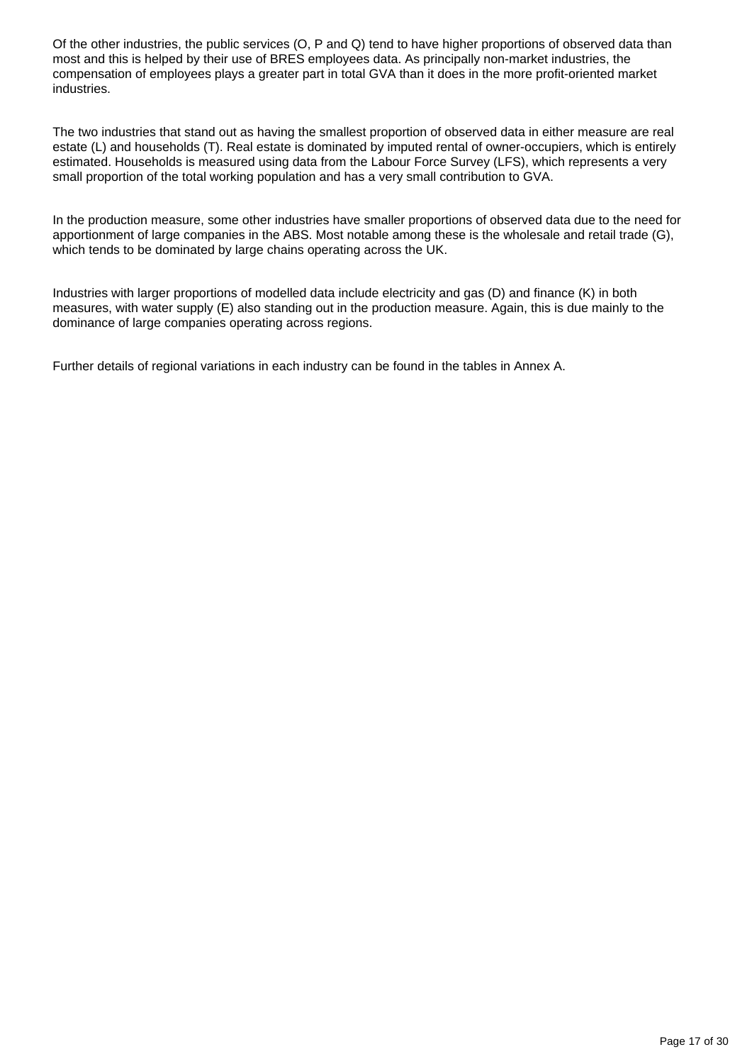Of the other industries, the public services (O, P and Q) tend to have higher proportions of observed data than most and this is helped by their use of BRES employees data. As principally non-market industries, the compensation of employees plays a greater part in total GVA than it does in the more profit-oriented market industries.

The two industries that stand out as having the smallest proportion of observed data in either measure are real estate (L) and households (T). Real estate is dominated by imputed rental of owner-occupiers, which is entirely estimated. Households is measured using data from the Labour Force Survey (LFS), which represents a very small proportion of the total working population and has a very small contribution to GVA.

In the production measure, some other industries have smaller proportions of observed data due to the need for apportionment of large companies in the ABS. Most notable among these is the wholesale and retail trade (G), which tends to be dominated by large chains operating across the UK.

Industries with larger proportions of modelled data include electricity and gas (D) and finance (K) in both measures, with water supply (E) also standing out in the production measure. Again, this is due mainly to the dominance of large companies operating across regions.

Further details of regional variations in each industry can be found in the tables in Annex A.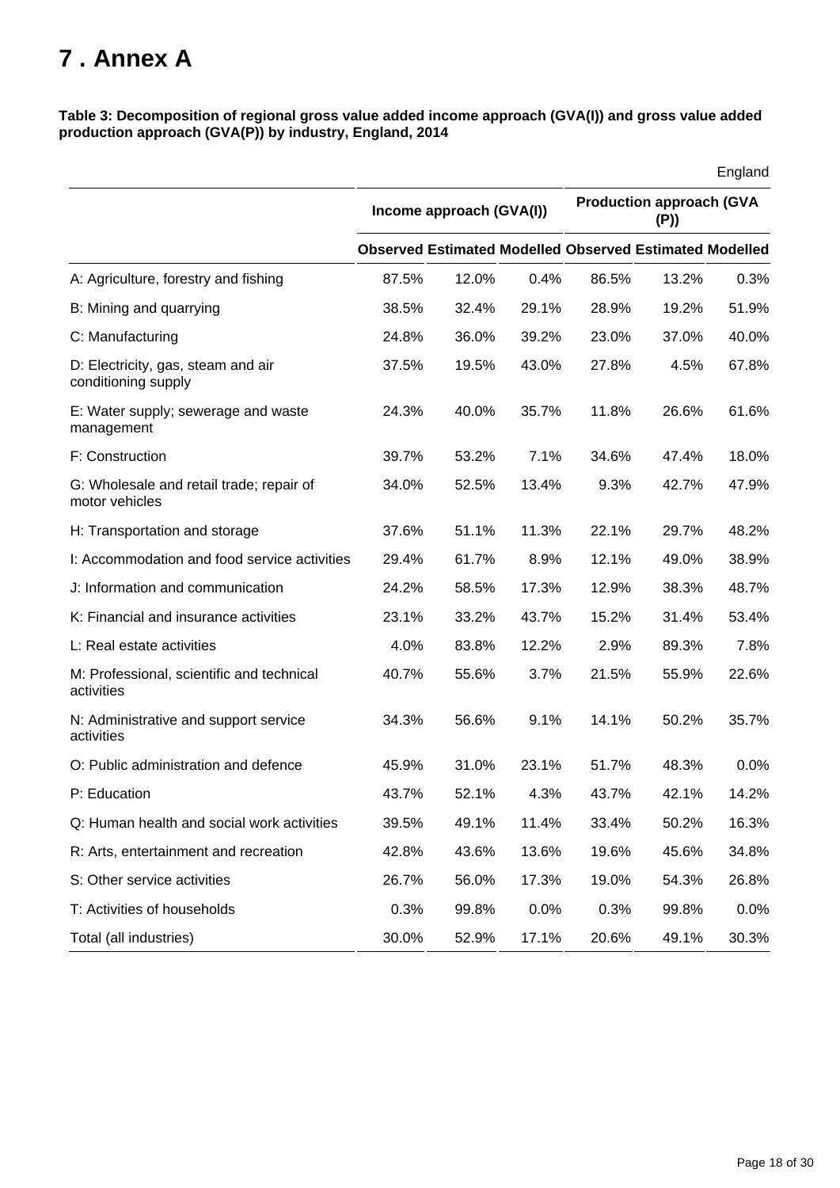# 7 . Annex A

**Table 3: Decomposition of regional gross value added income approach (GVA(I)) and gross value added production approach (GVA(P)) by industry, England, 2014**

England

| | Income approach (GVA(I)) | | | Production approach (GVA (P)) | | |
|---|---|---|---|---|---|---|
| | Observed | Estimated | Modelled | Observed | Estimated | Modelled |
| A: Agriculture, forestry and fishing | 87.5% | 12.0% | 0.4% | 86.5% | 13.2% | 0.3% |
| B: Mining and quarrying | 38.5% | 32.4% | 29.1% | 28.9% | 19.2% | 51.9% |
| C: Manufacturing | 24.8% | 36.0% | 39.2% | 23.0% | 37.0% | 40.0% |
| D: Electricity, gas, steam and air conditioning supply | 37.5% | 19.5% | 43.0% | 27.8% | 4.5% | 67.8% |
| E: Water supply; sewerage and waste management | 24.3% | 40.0% | 35.7% | 11.8% | 26.6% | 61.6% |
| F: Construction | 39.7% | 53.2% | 7.1% | 34.6% | 47.4% | 18.0% |
| G: Wholesale and retail trade; repair of motor vehicles | 34.0% | 52.5% | 13.4% | 9.3% | 42.7% | 47.9% |
| H: Transportation and storage | 37.6% | 51.1% | 11.3% | 22.1% | 29.7% | 48.2% |
| I: Accommodation and food service activities | 29.4% | 61.7% | 8.9% | 12.1% | 49.0% | 38.9% |
| J: Information and communication | 24.2% | 58.5% | 17.3% | 12.9% | 38.3% | 48.7% |
| K: Financial and insurance activities | 23.1% | 33.2% | 43.7% | 15.2% | 31.4% | 53.4% |
| L: Real estate activities | 4.0% | 83.8% | 12.2% | 2.9% | 89.3% | 7.8% |
| M: Professional, scientific and technical activities | 40.7% | 55.6% | 3.7% | 21.5% | 55.9% | 22.6% |
| N: Administrative and support service activities | 34.3% | 56.6% | 9.1% | 14.1% | 50.2% | 35.7% |
| O: Public administration and defence | 45.9% | 31.0% | 23.1% | 51.7% | 48.3% | 0.0% |
| P: Education | 43.7% | 52.1% | 4.3% | 43.7% | 42.1% | 14.2% |
| Q: Human health and social work activities | 39.5% | 49.1% | 11.4% | 33.4% | 50.2% | 16.3% |
| R: Arts, entertainment and recreation | 42.8% | 43.6% | 13.6% | 19.6% | 45.6% | 34.8% |
| S: Other service activities | 26.7% | 56.0% | 17.3% | 19.0% | 54.3% | 26.8% |
| T: Activities of households | 0.3% | 99.8% | 0.0% | 0.3% | 99.8% | 0.0% |
| Total (all industries) | 30.0% | 52.9% | 17.1% | 20.6% | 49.1% | 30.3% |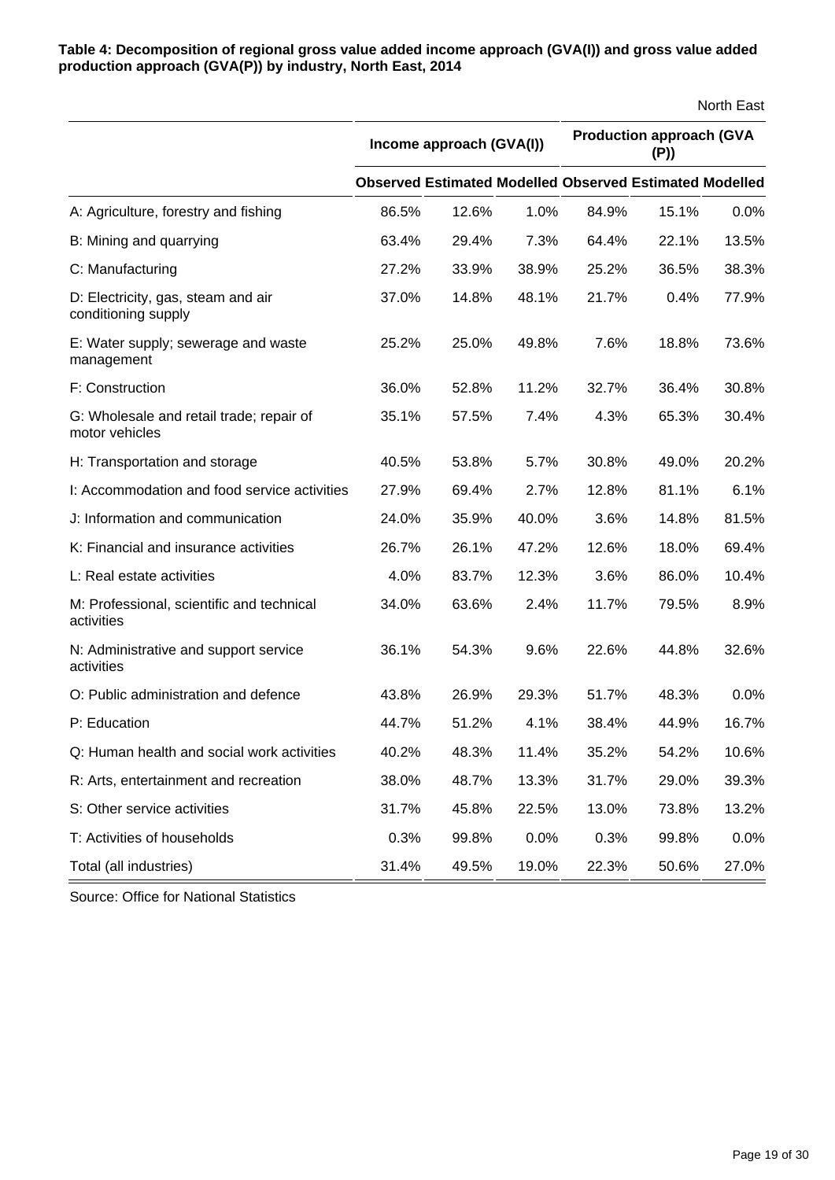**Table 4: Decomposition of regional gross value added income approach (GVA(I)) and gross value added production approach (GVA(P)) by industry, North East, 2014**

North East

| | Income approach (GVA(I)) | | | Production approach (GVA (P)) | | |
|---|---|---|---|---|---|---|
| | Observed | Estimated | Modelled | Observed | Estimated | Modelled |
| A: Agriculture, forestry and fishing | 86.5% | 12.6% | 1.0% | 84.9% | 15.1% | 0.0% |
| B: Mining and quarrying | 63.4% | 29.4% | 7.3% | 64.4% | 22.1% | 13.5% |
| C: Manufacturing | 27.2% | 33.9% | 38.9% | 25.2% | 36.5% | 38.3% |
| D: Electricity, gas, steam and air conditioning supply | 37.0% | 14.8% | 48.1% | 21.7% | 0.4% | 77.9% |
| E: Water supply; sewerage and waste management | 25.2% | 25.0% | 49.8% | 7.6% | 18.8% | 73.6% |
| F: Construction | 36.0% | 52.8% | 11.2% | 32.7% | 36.4% | 30.8% |
| G: Wholesale and retail trade; repair of motor vehicles | 35.1% | 57.5% | 7.4% | 4.3% | 65.3% | 30.4% |
| H: Transportation and storage | 40.5% | 53.8% | 5.7% | 30.8% | 49.0% | 20.2% |
| I: Accommodation and food service activities | 27.9% | 69.4% | 2.7% | 12.8% | 81.1% | 6.1% |
| J: Information and communication | 24.0% | 35.9% | 40.0% | 3.6% | 14.8% | 81.5% |
| K: Financial and insurance activities | 26.7% | 26.1% | 47.2% | 12.6% | 18.0% | 69.4% |
| L: Real estate activities | 4.0% | 83.7% | 12.3% | 3.6% | 86.0% | 10.4% |
| M: Professional, scientific and technical activities | 34.0% | 63.6% | 2.4% | 11.7% | 79.5% | 8.9% |
| N: Administrative and support service activities | 36.1% | 54.3% | 9.6% | 22.6% | 44.8% | 32.6% |
| O: Public administration and defence | 43.8% | 26.9% | 29.3% | 51.7% | 48.3% | 0.0% |
| P: Education | 44.7% | 51.2% | 4.1% | 38.4% | 44.9% | 16.7% |
| Q: Human health and social work activities | 40.2% | 48.3% | 11.4% | 35.2% | 54.2% | 10.6% |
| R: Arts, entertainment and recreation | 38.0% | 48.7% | 13.3% | 31.7% | 29.0% | 39.3% |
| S: Other service activities | 31.7% | 45.8% | 22.5% | 13.0% | 73.8% | 13.2% |
| T: Activities of households | 0.3% | 99.8% | 0.0% | 0.3% | 99.8% | 0.0% |
| Total (all industries) | 31.4% | 49.5% | 19.0% | 22.3% | 50.6% | 27.0% |

Source: Office for National Statistics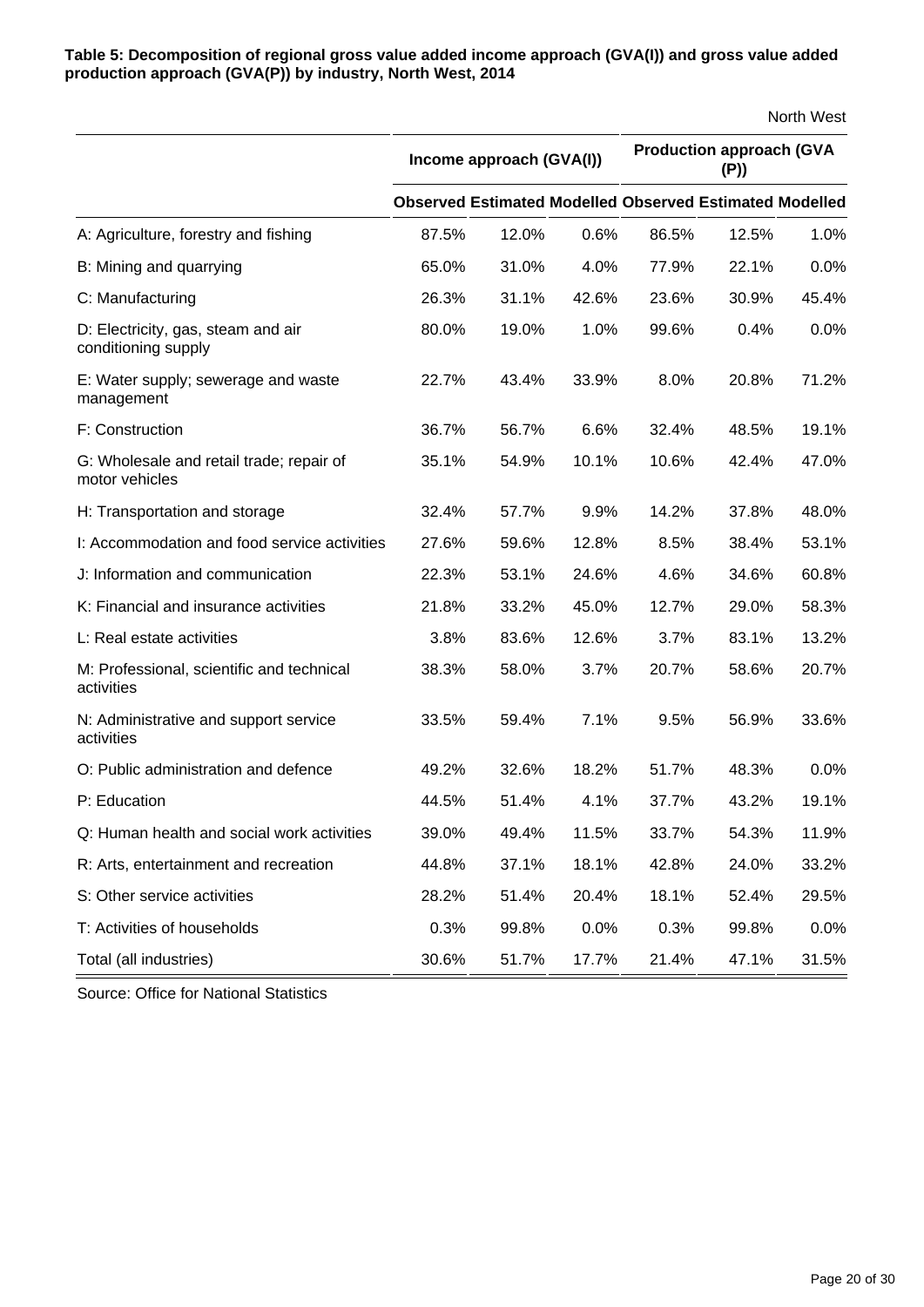**Table 5: Decomposition of regional gross value added income approach (GVA(I)) and gross value added production approach (GVA(P)) by industry, North West, 2014**

North West

| | Income approach (GVA(I)) | | | Production approach (GVA (P)) | | |
|---|---|---|---|---|---|---|
| | Observed | Estimated | Modelled | Observed | Estimated | Modelled |
| A: Agriculture, forestry and fishing | 87.5% | 12.0% | 0.6% | 86.5% | 12.5% | 1.0% |
| B: Mining and quarrying | 65.0% | 31.0% | 4.0% | 77.9% | 22.1% | 0.0% |
| C: Manufacturing | 26.3% | 31.1% | 42.6% | 23.6% | 30.9% | 45.4% |
| D: Electricity, gas, steam and air conditioning supply | 80.0% | 19.0% | 1.0% | 99.6% | 0.4% | 0.0% |
| E: Water supply; sewerage and waste management | 22.7% | 43.4% | 33.9% | 8.0% | 20.8% | 71.2% |
| F: Construction | 36.7% | 56.7% | 6.6% | 32.4% | 48.5% | 19.1% |
| G: Wholesale and retail trade; repair of motor vehicles | 35.1% | 54.9% | 10.1% | 10.6% | 42.4% | 47.0% |
| H: Transportation and storage | 32.4% | 57.7% | 9.9% | 14.2% | 37.8% | 48.0% |
| I: Accommodation and food service activities | 27.6% | 59.6% | 12.8% | 8.5% | 38.4% | 53.1% |
| J: Information and communication | 22.3% | 53.1% | 24.6% | 4.6% | 34.6% | 60.8% |
| K: Financial and insurance activities | 21.8% | 33.2% | 45.0% | 12.7% | 29.0% | 58.3% |
| L: Real estate activities | 3.8% | 83.6% | 12.6% | 3.7% | 83.1% | 13.2% |
| M: Professional, scientific and technical activities | 38.3% | 58.0% | 3.7% | 20.7% | 58.6% | 20.7% |
| N: Administrative and support service activities | 33.5% | 59.4% | 7.1% | 9.5% | 56.9% | 33.6% |
| O: Public administration and defence | 49.2% | 32.6% | 18.2% | 51.7% | 48.3% | 0.0% |
| P: Education | 44.5% | 51.4% | 4.1% | 37.7% | 43.2% | 19.1% |
| Q: Human health and social work activities | 39.0% | 49.4% | 11.5% | 33.7% | 54.3% | 11.9% |
| R: Arts, entertainment and recreation | 44.8% | 37.1% | 18.1% | 42.8% | 24.0% | 33.2% |
| S: Other service activities | 28.2% | 51.4% | 20.4% | 18.1% | 52.4% | 29.5% |
| T: Activities of households | 0.3% | 99.8% | 0.0% | 0.3% | 99.8% | 0.0% |
| Total (all industries) | 30.6% | 51.7% | 17.7% | 21.4% | 47.1% | 31.5% |

Source: Office for National Statistics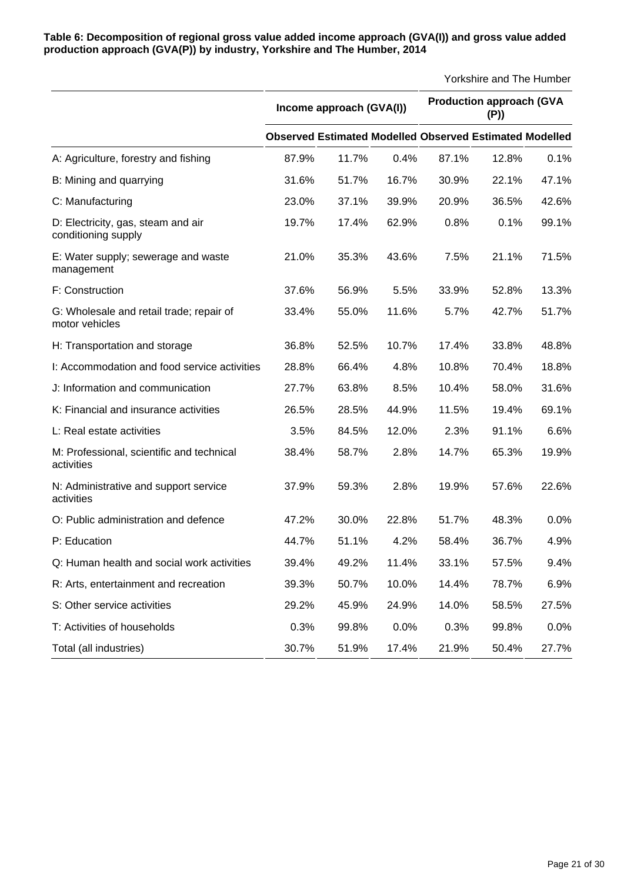**Table 6: Decomposition of regional gross value added income approach (GVA(I)) and gross value added production approach (GVA(P)) by industry, Yorkshire and The Humber, 2014**

Yorkshire and The Humber

| | Income approach (GVA(I)) | | | Production approach (GVA (P)) | | |
|---|---|---|---|---|---|---|
| | Observed | Estimated | Modelled | Observed | Estimated | Modelled |
| A: Agriculture, forestry and fishing | 87.9% | 11.7% | 0.4% | 87.1% | 12.8% | 0.1% |
| B: Mining and quarrying | 31.6% | 51.7% | 16.7% | 30.9% | 22.1% | 47.1% |
| C: Manufacturing | 23.0% | 37.1% | 39.9% | 20.9% | 36.5% | 42.6% |
| D: Electricity, gas, steam and air conditioning supply | 19.7% | 17.4% | 62.9% | 0.8% | 0.1% | 99.1% |
| E: Water supply; sewerage and waste management | 21.0% | 35.3% | 43.6% | 7.5% | 21.1% | 71.5% |
| F: Construction | 37.6% | 56.9% | 5.5% | 33.9% | 52.8% | 13.3% |
| G: Wholesale and retail trade; repair of motor vehicles | 33.4% | 55.0% | 11.6% | 5.7% | 42.7% | 51.7% |
| H: Transportation and storage | 36.8% | 52.5% | 10.7% | 17.4% | 33.8% | 48.8% |
| I: Accommodation and food service activities | 28.8% | 66.4% | 4.8% | 10.8% | 70.4% | 18.8% |
| J: Information and communication | 27.7% | 63.8% | 8.5% | 10.4% | 58.0% | 31.6% |
| K: Financial and insurance activities | 26.5% | 28.5% | 44.9% | 11.5% | 19.4% | 69.1% |
| L: Real estate activities | 3.5% | 84.5% | 12.0% | 2.3% | 91.1% | 6.6% |
| M: Professional, scientific and technical activities | 38.4% | 58.7% | 2.8% | 14.7% | 65.3% | 19.9% |
| N: Administrative and support service activities | 37.9% | 59.3% | 2.8% | 19.9% | 57.6% | 22.6% |
| O: Public administration and defence | 47.2% | 30.0% | 22.8% | 51.7% | 48.3% | 0.0% |
| P: Education | 44.7% | 51.1% | 4.2% | 58.4% | 36.7% | 4.9% |
| Q: Human health and social work activities | 39.4% | 49.2% | 11.4% | 33.1% | 57.5% | 9.4% |
| R: Arts, entertainment and recreation | 39.3% | 50.7% | 10.0% | 14.4% | 78.7% | 6.9% |
| S: Other service activities | 29.2% | 45.9% | 24.9% | 14.0% | 58.5% | 27.5% |
| T: Activities of households | 0.3% | 99.8% | 0.0% | 0.3% | 99.8% | 0.0% |
| Total (all industries) | 30.7% | 51.9% | 17.4% | 21.9% | 50.4% | 27.7% |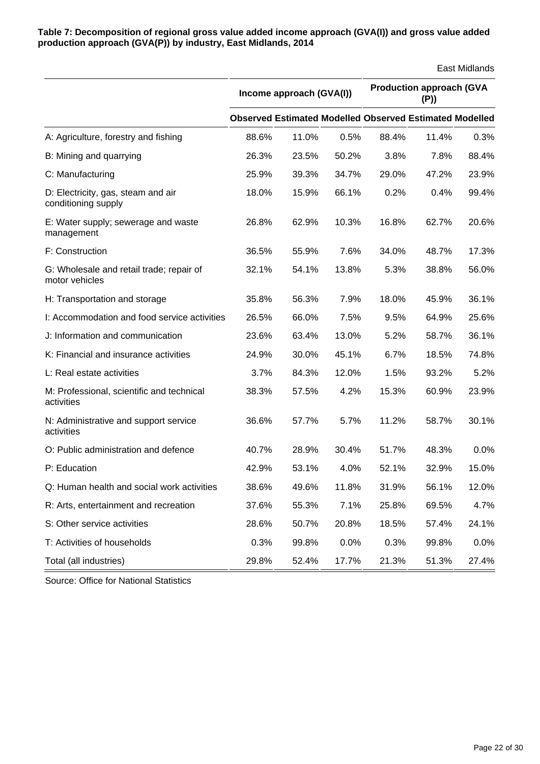**Table 7: Decomposition of regional gross value added income approach (GVA(I)) and gross value added production approach (GVA(P)) by industry, East Midlands, 2014**

East Midlands

| | Income approach (GVA(I)) | | | Production approach (GVA (P)) | | |
|---|---|---|---|---|---|---|
| | Observed | Estimated | Modelled | Observed | Estimated | Modelled |
| A: Agriculture, forestry and fishing | 88.6% | 11.0% | 0.5% | 88.4% | 11.4% | 0.3% |
| B: Mining and quarrying | 26.3% | 23.5% | 50.2% | 3.8% | 7.8% | 88.4% |
| C: Manufacturing | 25.9% | 39.3% | 34.7% | 29.0% | 47.2% | 23.9% |
| D: Electricity, gas, steam and air conditioning supply | 18.0% | 15.9% | 66.1% | 0.2% | 0.4% | 99.4% |
| E: Water supply; sewerage and waste management | 26.8% | 62.9% | 10.3% | 16.8% | 62.7% | 20.6% |
| F: Construction | 36.5% | 55.9% | 7.6% | 34.0% | 48.7% | 17.3% |
| G: Wholesale and retail trade; repair of motor vehicles | 32.1% | 54.1% | 13.8% | 5.3% | 38.8% | 56.0% |
| H: Transportation and storage | 35.8% | 56.3% | 7.9% | 18.0% | 45.9% | 36.1% |
| I: Accommodation and food service activities | 26.5% | 66.0% | 7.5% | 9.5% | 64.9% | 25.6% |
| J: Information and communication | 23.6% | 63.4% | 13.0% | 5.2% | 58.7% | 36.1% |
| K: Financial and insurance activities | 24.9% | 30.0% | 45.1% | 6.7% | 18.5% | 74.8% |
| L: Real estate activities | 3.7% | 84.3% | 12.0% | 1.5% | 93.2% | 5.2% |
| M: Professional, scientific and technical activities | 38.3% | 57.5% | 4.2% | 15.3% | 60.9% | 23.9% |
| N: Administrative and support service activities | 36.6% | 57.7% | 5.7% | 11.2% | 58.7% | 30.1% |
| O: Public administration and defence | 40.7% | 28.9% | 30.4% | 51.7% | 48.3% | 0.0% |
| P: Education | 42.9% | 53.1% | 4.0% | 52.1% | 32.9% | 15.0% |
| Q: Human health and social work activities | 38.6% | 49.6% | 11.8% | 31.9% | 56.1% | 12.0% |
| R: Arts, entertainment and recreation | 37.6% | 55.3% | 7.1% | 25.8% | 69.5% | 4.7% |
| S: Other service activities | 28.6% | 50.7% | 20.8% | 18.5% | 57.4% | 24.1% |
| T: Activities of households | 0.3% | 99.8% | 0.0% | 0.3% | 99.8% | 0.0% |
| Total (all industries) | 29.8% | 52.4% | 17.7% | 21.3% | 51.3% | 27.4% |

Source: Office for National Statistics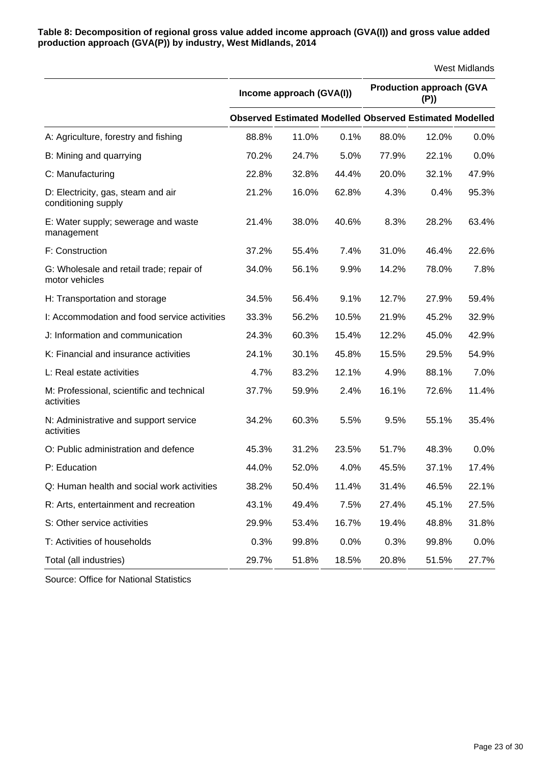**Table 8: Decomposition of regional gross value added income approach (GVA(I)) and gross value added production approach (GVA(P)) by industry, West Midlands, 2014**

West Midlands

| | Income approach (GVA(I)) | | | Production approach (GVA (P)) | | |
|---|---|---|---|---|---|---|
| | Observed | Estimated | Modelled | Observed | Estimated | Modelled |
| A: Agriculture, forestry and fishing | 88.8% | 11.0% | 0.1% | 88.0% | 12.0% | 0.0% |
| B: Mining and quarrying | 70.2% | 24.7% | 5.0% | 77.9% | 22.1% | 0.0% |
| C: Manufacturing | 22.8% | 32.8% | 44.4% | 20.0% | 32.1% | 47.9% |
| D: Electricity, gas, steam and air conditioning supply | 21.2% | 16.0% | 62.8% | 4.3% | 0.4% | 95.3% |
| E: Water supply; sewerage and waste management | 21.4% | 38.0% | 40.6% | 8.3% | 28.2% | 63.4% |
| F: Construction | 37.2% | 55.4% | 7.4% | 31.0% | 46.4% | 22.6% |
| G: Wholesale and retail trade; repair of motor vehicles | 34.0% | 56.1% | 9.9% | 14.2% | 78.0% | 7.8% |
| H: Transportation and storage | 34.5% | 56.4% | 9.1% | 12.7% | 27.9% | 59.4% |
| I: Accommodation and food service activities | 33.3% | 56.2% | 10.5% | 21.9% | 45.2% | 32.9% |
| J: Information and communication | 24.3% | 60.3% | 15.4% | 12.2% | 45.0% | 42.9% |
| K: Financial and insurance activities | 24.1% | 30.1% | 45.8% | 15.5% | 29.5% | 54.9% |
| L: Real estate activities | 4.7% | 83.2% | 12.1% | 4.9% | 88.1% | 7.0% |
| M: Professional, scientific and technical activities | 37.7% | 59.9% | 2.4% | 16.1% | 72.6% | 11.4% |
| N: Administrative and support service activities | 34.2% | 60.3% | 5.5% | 9.5% | 55.1% | 35.4% |
| O: Public administration and defence | 45.3% | 31.2% | 23.5% | 51.7% | 48.3% | 0.0% |
| P: Education | 44.0% | 52.0% | 4.0% | 45.5% | 37.1% | 17.4% |
| Q: Human health and social work activities | 38.2% | 50.4% | 11.4% | 31.4% | 46.5% | 22.1% |
| R: Arts, entertainment and recreation | 43.1% | 49.4% | 7.5% | 27.4% | 45.1% | 27.5% |
| S: Other service activities | 29.9% | 53.4% | 16.7% | 19.4% | 48.8% | 31.8% |
| T: Activities of households | 0.3% | 99.8% | 0.0% | 0.3% | 99.8% | 0.0% |
| Total (all industries) | 29.7% | 51.8% | 18.5% | 20.8% | 51.5% | 27.7% |

Source: Office for National Statistics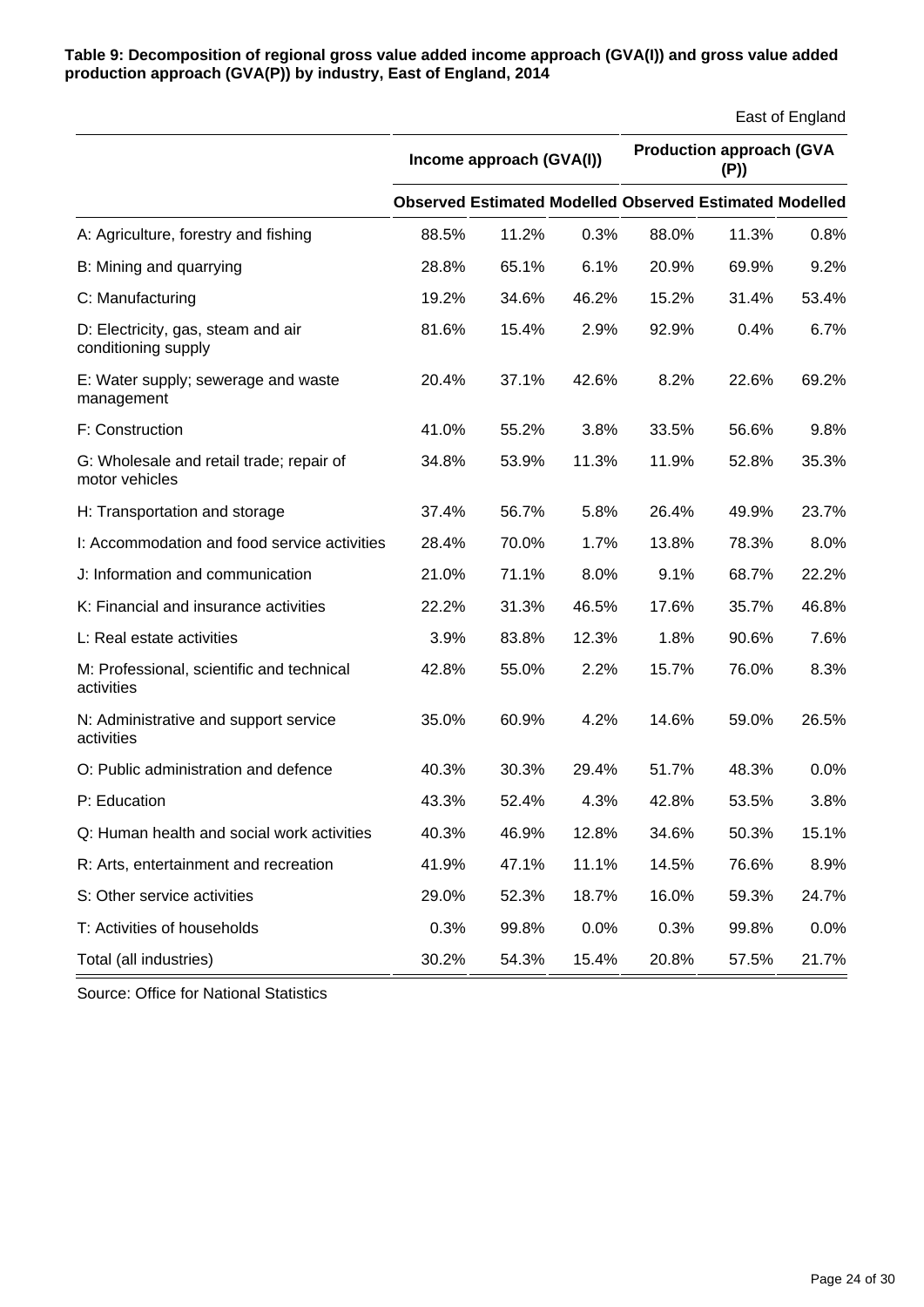**Table 9: Decomposition of regional gross value added income approach (GVA(I)) and gross value added production approach (GVA(P)) by industry, East of England, 2014**

East of England

| | Income approach (GVA(I)) | | | Production approach (GVA (P)) | | |
|---|---|---|---|---|---|---|
| | Observed | Estimated | Modelled | Observed | Estimated | Modelled |
| A: Agriculture, forestry and fishing | 88.5% | 11.2% | 0.3% | 88.0% | 11.3% | 0.8% |
| B: Mining and quarrying | 28.8% | 65.1% | 6.1% | 20.9% | 69.9% | 9.2% |
| C: Manufacturing | 19.2% | 34.6% | 46.2% | 15.2% | 31.4% | 53.4% |
| D: Electricity, gas, steam and air conditioning supply | 81.6% | 15.4% | 2.9% | 92.9% | 0.4% | 6.7% |
| E: Water supply; sewerage and waste management | 20.4% | 37.1% | 42.6% | 8.2% | 22.6% | 69.2% |
| F: Construction | 41.0% | 55.2% | 3.8% | 33.5% | 56.6% | 9.8% |
| G: Wholesale and retail trade; repair of motor vehicles | 34.8% | 53.9% | 11.3% | 11.9% | 52.8% | 35.3% |
| H: Transportation and storage | 37.4% | 56.7% | 5.8% | 26.4% | 49.9% | 23.7% |
| I: Accommodation and food service activities | 28.4% | 70.0% | 1.7% | 13.8% | 78.3% | 8.0% |
| J: Information and communication | 21.0% | 71.1% | 8.0% | 9.1% | 68.7% | 22.2% |
| K: Financial and insurance activities | 22.2% | 31.3% | 46.5% | 17.6% | 35.7% | 46.8% |
| L: Real estate activities | 3.9% | 83.8% | 12.3% | 1.8% | 90.6% | 7.6% |
| M: Professional, scientific and technical activities | 42.8% | 55.0% | 2.2% | 15.7% | 76.0% | 8.3% |
| N: Administrative and support service activities | 35.0% | 60.9% | 4.2% | 14.6% | 59.0% | 26.5% |
| O: Public administration and defence | 40.3% | 30.3% | 29.4% | 51.7% | 48.3% | 0.0% |
| P: Education | 43.3% | 52.4% | 4.3% | 42.8% | 53.5% | 3.8% |
| Q: Human health and social work activities | 40.3% | 46.9% | 12.8% | 34.6% | 50.3% | 15.1% |
| R: Arts, entertainment and recreation | 41.9% | 47.1% | 11.1% | 14.5% | 76.6% | 8.9% |
| S: Other service activities | 29.0% | 52.3% | 18.7% | 16.0% | 59.3% | 24.7% |
| T: Activities of households | 0.3% | 99.8% | 0.0% | 0.3% | 99.8% | 0.0% |
| Total (all industries) | 30.2% | 54.3% | 15.4% | 20.8% | 57.5% | 21.7% |

Source: Office for National Statistics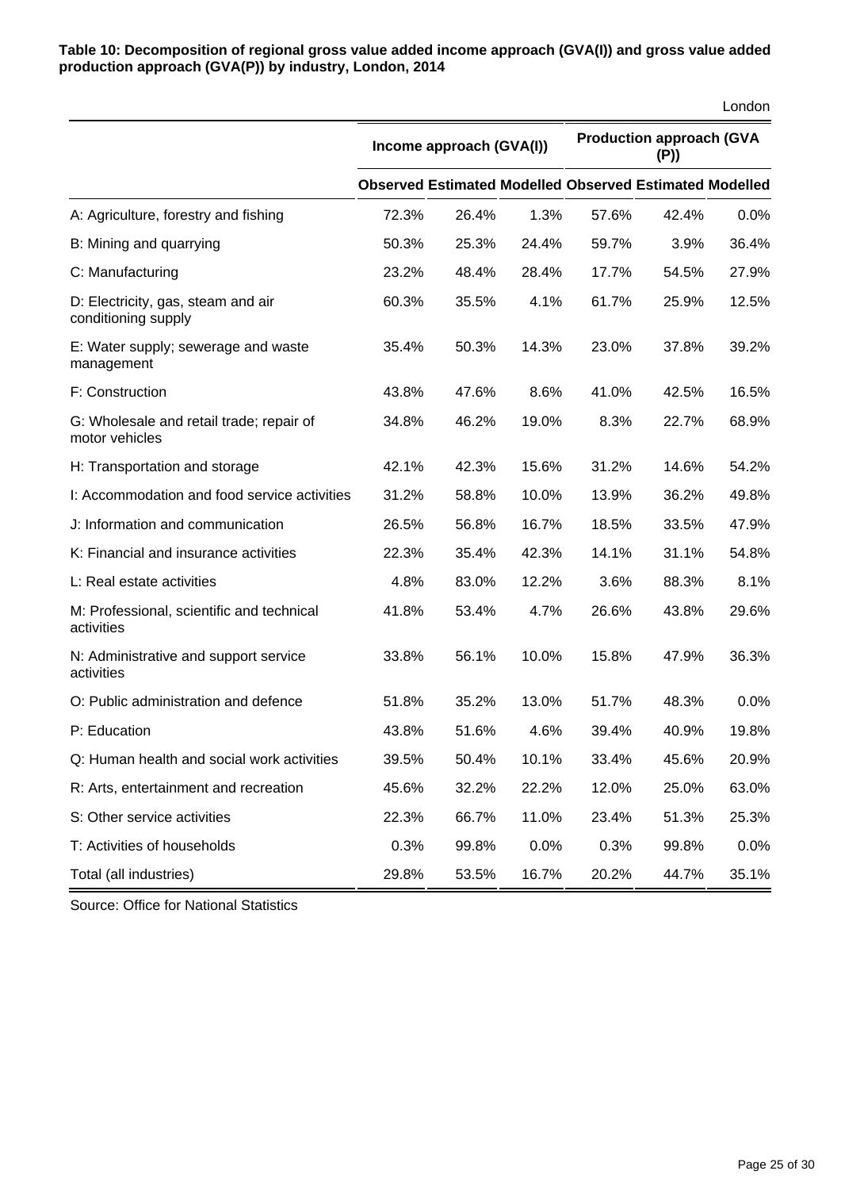**Table 10: Decomposition of regional gross value added income approach (GVA(I)) and gross value added production approach (GVA(P)) by industry, London, 2014**

London

| | Income approach (GVA(I)) | | | Production approach (GVA (P)) | | |
|---|---|---|---|---|---|---|
| | Observed | Estimated | Modelled | Observed | Estimated | Modelled |
| A: Agriculture, forestry and fishing | 72.3% | 26.4% | 1.3% | 57.6% | 42.4% | 0.0% |
| B: Mining and quarrying | 50.3% | 25.3% | 24.4% | 59.7% | 3.9% | 36.4% |
| C: Manufacturing | 23.2% | 48.4% | 28.4% | 17.7% | 54.5% | 27.9% |
| D: Electricity, gas, steam and air conditioning supply | 60.3% | 35.5% | 4.1% | 61.7% | 25.9% | 12.5% |
| E: Water supply; sewerage and waste management | 35.4% | 50.3% | 14.3% | 23.0% | 37.8% | 39.2% |
| F: Construction | 43.8% | 47.6% | 8.6% | 41.0% | 42.5% | 16.5% |
| G: Wholesale and retail trade; repair of motor vehicles | 34.8% | 46.2% | 19.0% | 8.3% | 22.7% | 68.9% |
| H: Transportation and storage | 42.1% | 42.3% | 15.6% | 31.2% | 14.6% | 54.2% |
| I: Accommodation and food service activities | 31.2% | 58.8% | 10.0% | 13.9% | 36.2% | 49.8% |
| J: Information and communication | 26.5% | 56.8% | 16.7% | 18.5% | 33.5% | 47.9% |
| K: Financial and insurance activities | 22.3% | 35.4% | 42.3% | 14.1% | 31.1% | 54.8% |
| L: Real estate activities | 4.8% | 83.0% | 12.2% | 3.6% | 88.3% | 8.1% |
| M: Professional, scientific and technical activities | 41.8% | 53.4% | 4.7% | 26.6% | 43.8% | 29.6% |
| N: Administrative and support service activities | 33.8% | 56.1% | 10.0% | 15.8% | 47.9% | 36.3% |
| O: Public administration and defence | 51.8% | 35.2% | 13.0% | 51.7% | 48.3% | 0.0% |
| P: Education | 43.8% | 51.6% | 4.6% | 39.4% | 40.9% | 19.8% |
| Q: Human health and social work activities | 39.5% | 50.4% | 10.1% | 33.4% | 45.6% | 20.9% |
| R: Arts, entertainment and recreation | 45.6% | 32.2% | 22.2% | 12.0% | 25.0% | 63.0% |
| S: Other service activities | 22.3% | 66.7% | 11.0% | 23.4% | 51.3% | 25.3% |
| T: Activities of households | 0.3% | 99.8% | 0.0% | 0.3% | 99.8% | 0.0% |
| Total (all industries) | 29.8% | 53.5% | 16.7% | 20.2% | 44.7% | 35.1% |

Source: Office for National Statistics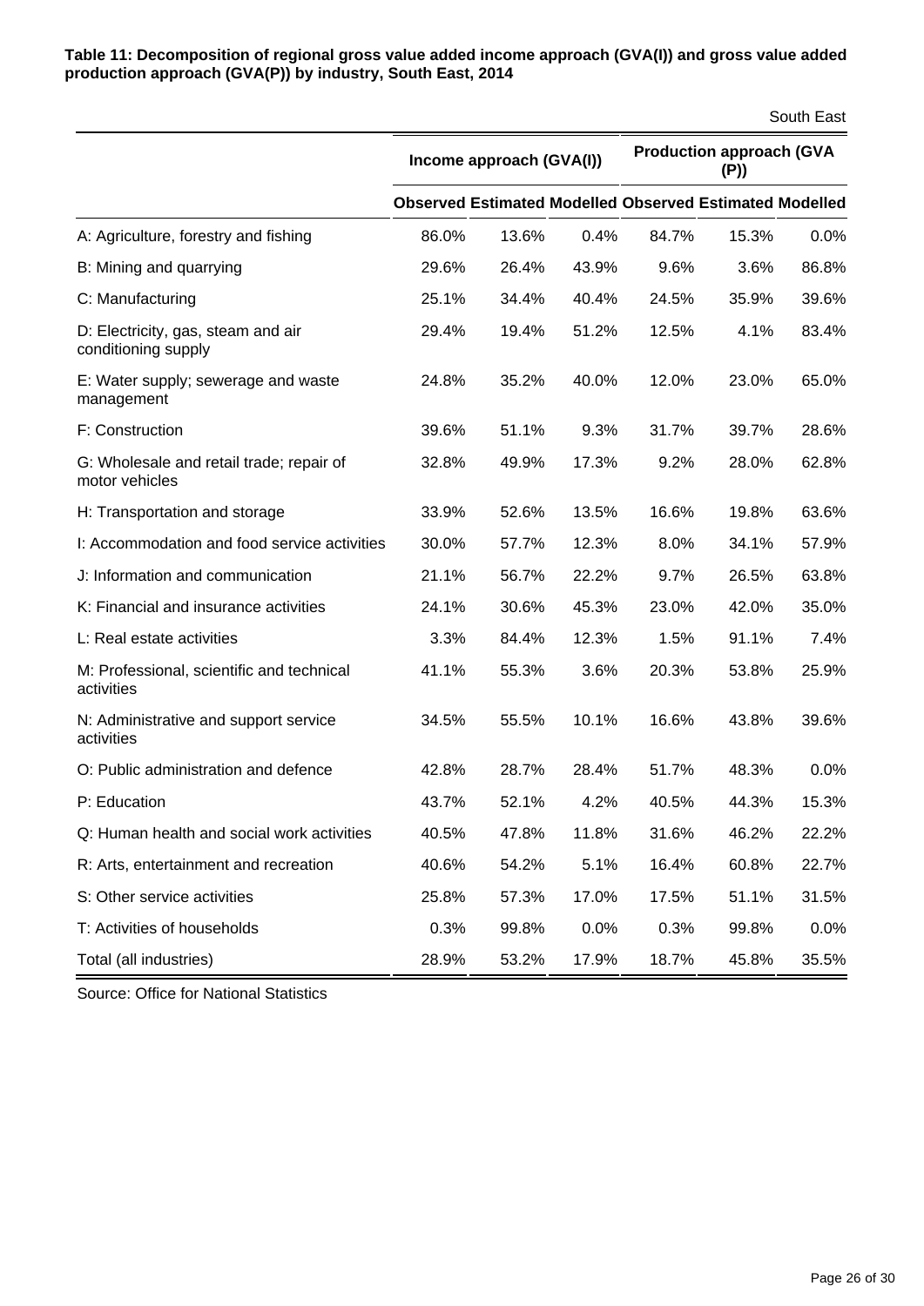**Table 11: Decomposition of regional gross value added income approach (GVA(I)) and gross value added production approach (GVA(P)) by industry, South East, 2014**

South East

| | Income approach (GVA(I)) | | | Production approach (GVA (P)) | | |
|---|---|---|---|---|---|---|
| | Observed | Estimated | Modelled | Observed | Estimated | Modelled |
| A: Agriculture, forestry and fishing | 86.0% | 13.6% | 0.4% | 84.7% | 15.3% | 0.0% |
| B: Mining and quarrying | 29.6% | 26.4% | 43.9% | 9.6% | 3.6% | 86.8% |
| C: Manufacturing | 25.1% | 34.4% | 40.4% | 24.5% | 35.9% | 39.6% |
| D: Electricity, gas, steam and air conditioning supply | 29.4% | 19.4% | 51.2% | 12.5% | 4.1% | 83.4% |
| E: Water supply; sewerage and waste management | 24.8% | 35.2% | 40.0% | 12.0% | 23.0% | 65.0% |
| F: Construction | 39.6% | 51.1% | 9.3% | 31.7% | 39.7% | 28.6% |
| G: Wholesale and retail trade; repair of motor vehicles | 32.8% | 49.9% | 17.3% | 9.2% | 28.0% | 62.8% |
| H: Transportation and storage | 33.9% | 52.6% | 13.5% | 16.6% | 19.8% | 63.6% |
| I: Accommodation and food service activities | 30.0% | 57.7% | 12.3% | 8.0% | 34.1% | 57.9% |
| J: Information and communication | 21.1% | 56.7% | 22.2% | 9.7% | 26.5% | 63.8% |
| K: Financial and insurance activities | 24.1% | 30.6% | 45.3% | 23.0% | 42.0% | 35.0% |
| L: Real estate activities | 3.3% | 84.4% | 12.3% | 1.5% | 91.1% | 7.4% |
| M: Professional, scientific and technical activities | 41.1% | 55.3% | 3.6% | 20.3% | 53.8% | 25.9% |
| N: Administrative and support service activities | 34.5% | 55.5% | 10.1% | 16.6% | 43.8% | 39.6% |
| O: Public administration and defence | 42.8% | 28.7% | 28.4% | 51.7% | 48.3% | 0.0% |
| P: Education | 43.7% | 52.1% | 4.2% | 40.5% | 44.3% | 15.3% |
| Q: Human health and social work activities | 40.5% | 47.8% | 11.8% | 31.6% | 46.2% | 22.2% |
| R: Arts, entertainment and recreation | 40.6% | 54.2% | 5.1% | 16.4% | 60.8% | 22.7% |
| S: Other service activities | 25.8% | 57.3% | 17.0% | 17.5% | 51.1% | 31.5% |
| T: Activities of households | 0.3% | 99.8% | 0.0% | 0.3% | 99.8% | 0.0% |
| Total (all industries) | 28.9% | 53.2% | 17.9% | 18.7% | 45.8% | 35.5% |

Source: Office for National Statistics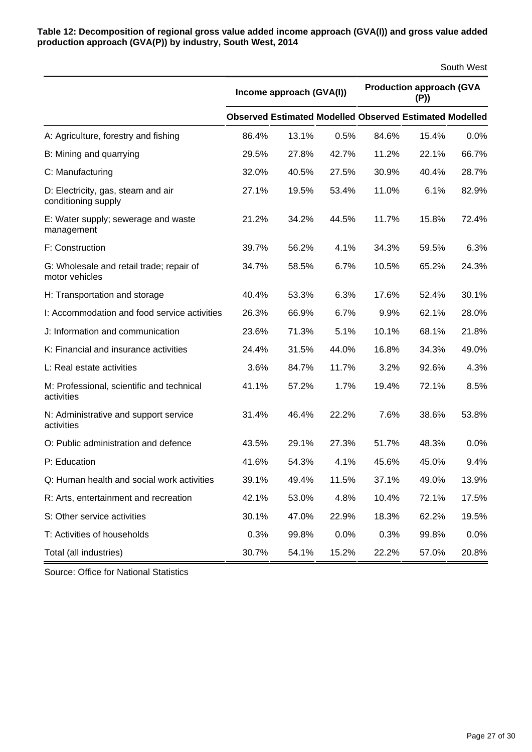**Table 12: Decomposition of regional gross value added income approach (GVA(I)) and gross value added production approach (GVA(P)) by industry, South West, 2014**

South West

| | Income approach (GVA(I)) | | | Production approach (GVA (P)) | | |
|---|---|---|---|---|---|---|
| | Observed | Estimated | Modelled | Observed | Estimated | Modelled |
| A: Agriculture, forestry and fishing | 86.4% | 13.1% | 0.5% | 84.6% | 15.4% | 0.0% |
| B: Mining and quarrying | 29.5% | 27.8% | 42.7% | 11.2% | 22.1% | 66.7% |
| C: Manufacturing | 32.0% | 40.5% | 27.5% | 30.9% | 40.4% | 28.7% |
| D: Electricity, gas, steam and air conditioning supply | 27.1% | 19.5% | 53.4% | 11.0% | 6.1% | 82.9% |
| E: Water supply; sewerage and waste management | 21.2% | 34.2% | 44.5% | 11.7% | 15.8% | 72.4% |
| F: Construction | 39.7% | 56.2% | 4.1% | 34.3% | 59.5% | 6.3% |
| G: Wholesale and retail trade; repair of motor vehicles | 34.7% | 58.5% | 6.7% | 10.5% | 65.2% | 24.3% |
| H: Transportation and storage | 40.4% | 53.3% | 6.3% | 17.6% | 52.4% | 30.1% |
| I: Accommodation and food service activities | 26.3% | 66.9% | 6.7% | 9.9% | 62.1% | 28.0% |
| J: Information and communication | 23.6% | 71.3% | 5.1% | 10.1% | 68.1% | 21.8% |
| K: Financial and insurance activities | 24.4% | 31.5% | 44.0% | 16.8% | 34.3% | 49.0% |
| L: Real estate activities | 3.6% | 84.7% | 11.7% | 3.2% | 92.6% | 4.3% |
| M: Professional, scientific and technical activities | 41.1% | 57.2% | 1.7% | 19.4% | 72.1% | 8.5% |
| N: Administrative and support service activities | 31.4% | 46.4% | 22.2% | 7.6% | 38.6% | 53.8% |
| O: Public administration and defence | 43.5% | 29.1% | 27.3% | 51.7% | 48.3% | 0.0% |
| P: Education | 41.6% | 54.3% | 4.1% | 45.6% | 45.0% | 9.4% |
| Q: Human health and social work activities | 39.1% | 49.4% | 11.5% | 37.1% | 49.0% | 13.9% |
| R: Arts, entertainment and recreation | 42.1% | 53.0% | 4.8% | 10.4% | 72.1% | 17.5% |
| S: Other service activities | 30.1% | 47.0% | 22.9% | 18.3% | 62.2% | 19.5% |
| T: Activities of households | 0.3% | 99.8% | 0.0% | 0.3% | 99.8% | 0.0% |
| Total (all industries) | 30.7% | 54.1% | 15.2% | 22.2% | 57.0% | 20.8% |

Source: Office for National Statistics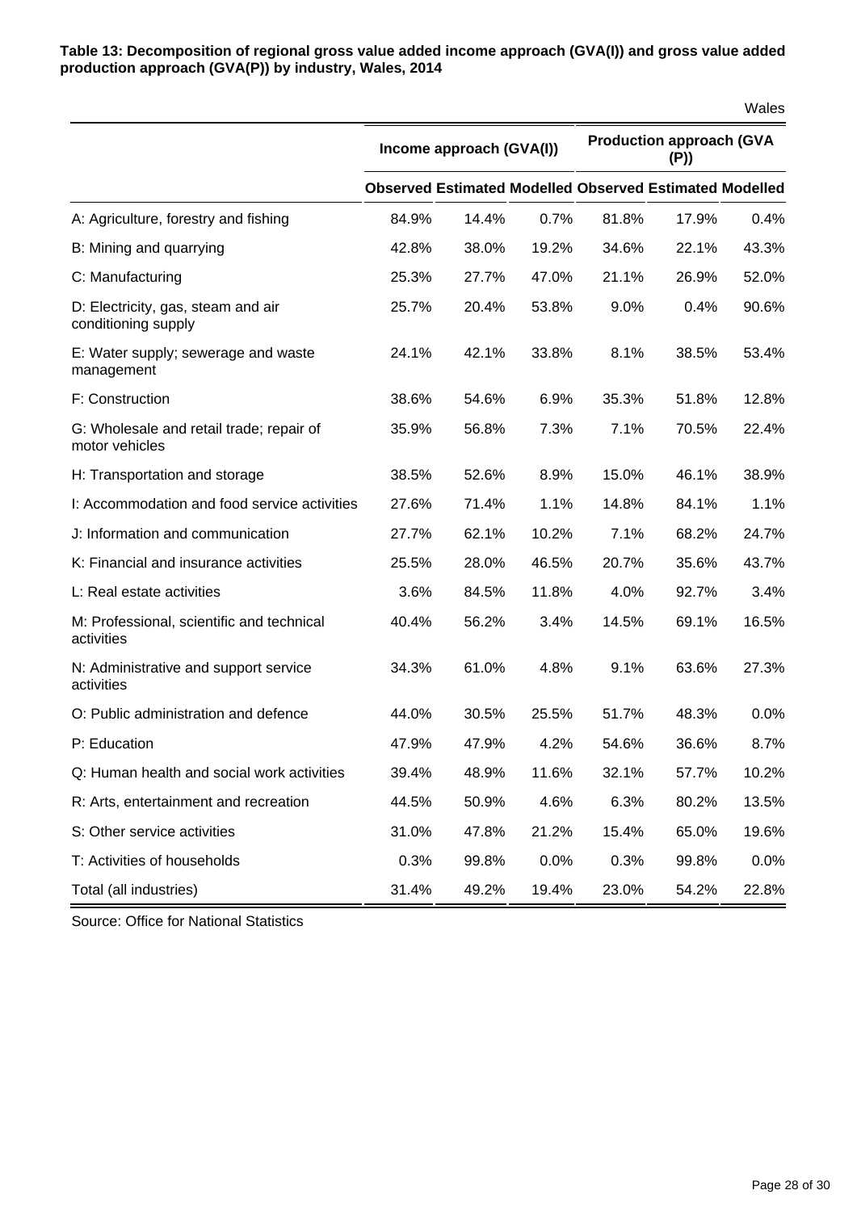**Table 13: Decomposition of regional gross value added income approach (GVA(I)) and gross value added production approach (GVA(P)) by industry, Wales, 2014**

Wales

| | Income approach (GVA(I)) | | | Production approach (GVA (P)) | | |
|---|---|---|---|---|---|---|
| | Observed | Estimated | Modelled | Observed | Estimated | Modelled |
| A: Agriculture, forestry and fishing | 84.9% | 14.4% | 0.7% | 81.8% | 17.9% | 0.4% |
| B: Mining and quarrying | 42.8% | 38.0% | 19.2% | 34.6% | 22.1% | 43.3% |
| C: Manufacturing | 25.3% | 27.7% | 47.0% | 21.1% | 26.9% | 52.0% |
| D: Electricity, gas, steam and air conditioning supply | 25.7% | 20.4% | 53.8% | 9.0% | 0.4% | 90.6% |
| E: Water supply; sewerage and waste management | 24.1% | 42.1% | 33.8% | 8.1% | 38.5% | 53.4% |
| F: Construction | 38.6% | 54.6% | 6.9% | 35.3% | 51.8% | 12.8% |
| G: Wholesale and retail trade; repair of motor vehicles | 35.9% | 56.8% | 7.3% | 7.1% | 70.5% | 22.4% |
| H: Transportation and storage | 38.5% | 52.6% | 8.9% | 15.0% | 46.1% | 38.9% |
| I: Accommodation and food service activities | 27.6% | 71.4% | 1.1% | 14.8% | 84.1% | 1.1% |
| J: Information and communication | 27.7% | 62.1% | 10.2% | 7.1% | 68.2% | 24.7% |
| K: Financial and insurance activities | 25.5% | 28.0% | 46.5% | 20.7% | 35.6% | 43.7% |
| L: Real estate activities | 3.6% | 84.5% | 11.8% | 4.0% | 92.7% | 3.4% |
| M: Professional, scientific and technical activities | 40.4% | 56.2% | 3.4% | 14.5% | 69.1% | 16.5% |
| N: Administrative and support service activities | 34.3% | 61.0% | 4.8% | 9.1% | 63.6% | 27.3% |
| O: Public administration and defence | 44.0% | 30.5% | 25.5% | 51.7% | 48.3% | 0.0% |
| P: Education | 47.9% | 47.9% | 4.2% | 54.6% | 36.6% | 8.7% |
| Q: Human health and social work activities | 39.4% | 48.9% | 11.6% | 32.1% | 57.7% | 10.2% |
| R: Arts, entertainment and recreation | 44.5% | 50.9% | 4.6% | 6.3% | 80.2% | 13.5% |
| S: Other service activities | 31.0% | 47.8% | 21.2% | 15.4% | 65.0% | 19.6% |
| T: Activities of households | 0.3% | 99.8% | 0.0% | 0.3% | 99.8% | 0.0% |
| Total (all industries) | 31.4% | 49.2% | 19.4% | 23.0% | 54.2% | 22.8% |

Source: Office for National Statistics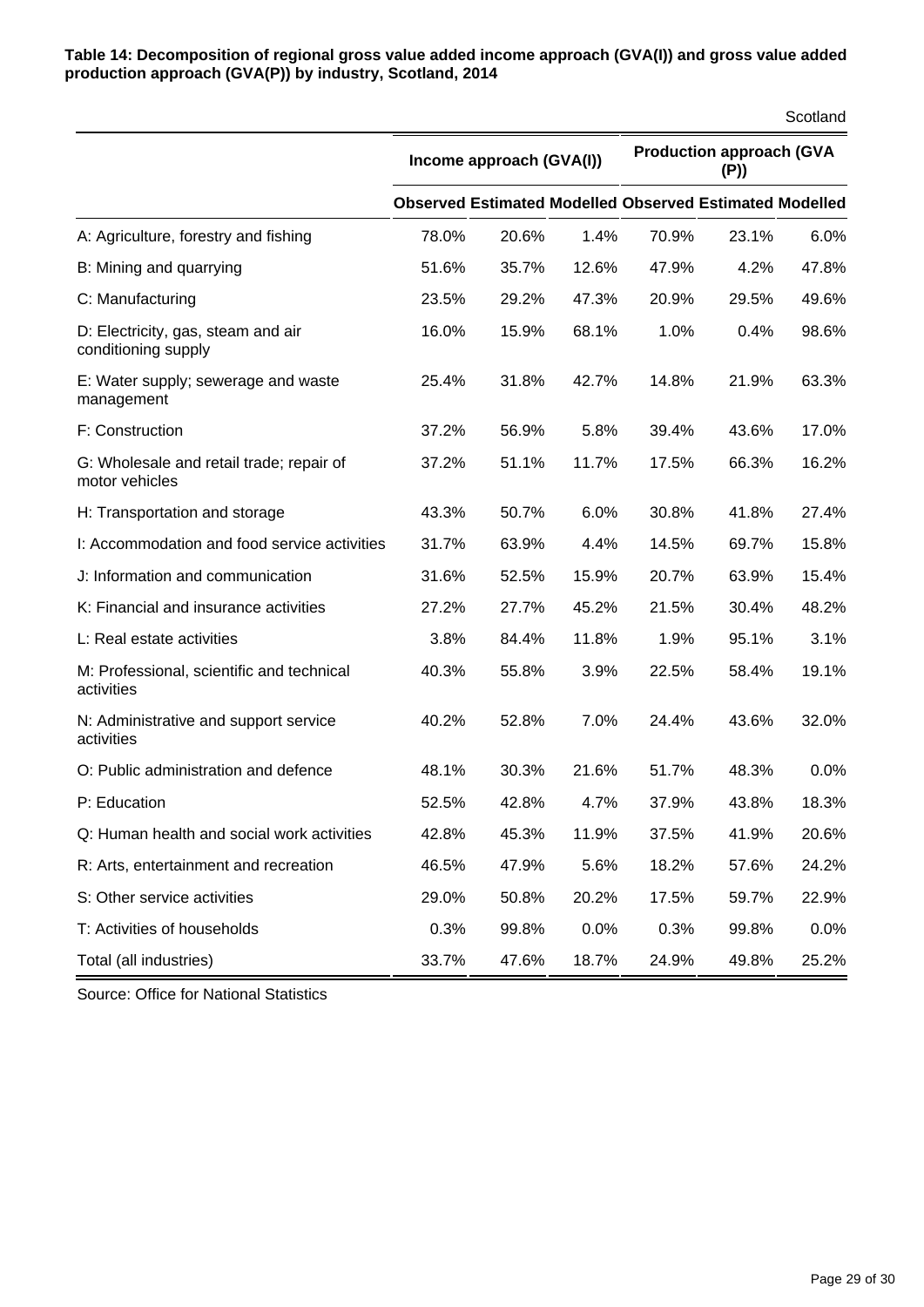**Table 14: Decomposition of regional gross value added income approach (GVA(I)) and gross value added production approach (GVA(P)) by industry, Scotland, 2014**

Scotland

| | Income approach (GVA(I)) | | | Production approach (GVA (P)) | | |
|---|---|---|---|---|---|---|
| | Observed | Estimated | Modelled | Observed | Estimated | Modelled |
| A: Agriculture, forestry and fishing | 78.0% | 20.6% | 1.4% | 70.9% | 23.1% | 6.0% |
| B: Mining and quarrying | 51.6% | 35.7% | 12.6% | 47.9% | 4.2% | 47.8% |
| C: Manufacturing | 23.5% | 29.2% | 47.3% | 20.9% | 29.5% | 49.6% |
| D: Electricity, gas, steam and air conditioning supply | 16.0% | 15.9% | 68.1% | 1.0% | 0.4% | 98.6% |
| E: Water supply; sewerage and waste management | 25.4% | 31.8% | 42.7% | 14.8% | 21.9% | 63.3% |
| F: Construction | 37.2% | 56.9% | 5.8% | 39.4% | 43.6% | 17.0% |
| G: Wholesale and retail trade; repair of motor vehicles | 37.2% | 51.1% | 11.7% | 17.5% | 66.3% | 16.2% |
| H: Transportation and storage | 43.3% | 50.7% | 6.0% | 30.8% | 41.8% | 27.4% |
| I: Accommodation and food service activities | 31.7% | 63.9% | 4.4% | 14.5% | 69.7% | 15.8% |
| J: Information and communication | 31.6% | 52.5% | 15.9% | 20.7% | 63.9% | 15.4% |
| K: Financial and insurance activities | 27.2% | 27.7% | 45.2% | 21.5% | 30.4% | 48.2% |
| L: Real estate activities | 3.8% | 84.4% | 11.8% | 1.9% | 95.1% | 3.1% |
| M: Professional, scientific and technical activities | 40.3% | 55.8% | 3.9% | 22.5% | 58.4% | 19.1% |
| N: Administrative and support service activities | 40.2% | 52.8% | 7.0% | 24.4% | 43.6% | 32.0% |
| O: Public administration and defence | 48.1% | 30.3% | 21.6% | 51.7% | 48.3% | 0.0% |
| P: Education | 52.5% | 42.8% | 4.7% | 37.9% | 43.8% | 18.3% |
| Q: Human health and social work activities | 42.8% | 45.3% | 11.9% | 37.5% | 41.9% | 20.6% |
| R: Arts, entertainment and recreation | 46.5% | 47.9% | 5.6% | 18.2% | 57.6% | 24.2% |
| S: Other service activities | 29.0% | 50.8% | 20.2% | 17.5% | 59.7% | 22.9% |
| T: Activities of households | 0.3% | 99.8% | 0.0% | 0.3% | 99.8% | 0.0% |
| Total (all industries) | 33.7% | 47.6% | 18.7% | 24.9% | 49.8% | 25.2% |

Source: Office for National Statistics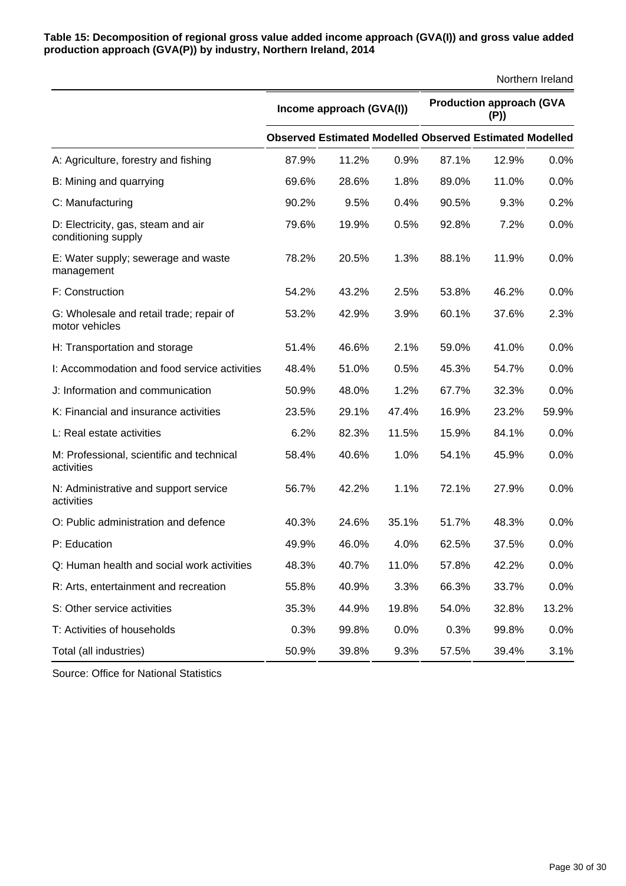**Table 15: Decomposition of regional gross value added income approach (GVA(I)) and gross value added production approach (GVA(P)) by industry, Northern Ireland, 2014**

Northern Ireland

| | Income approach (GVA(I)) | | | Production approach (GVA (P)) | | |
|---|---|---|---|---|---|---|
| | Observed | Estimated | Modelled | Observed | Estimated | Modelled |
| A: Agriculture, forestry and fishing | 87.9% | 11.2% | 0.9% | 87.1% | 12.9% | 0.0% |
| B: Mining and quarrying | 69.6% | 28.6% | 1.8% | 89.0% | 11.0% | 0.0% |
| C: Manufacturing | 90.2% | 9.5% | 0.4% | 90.5% | 9.3% | 0.2% |
| D: Electricity, gas, steam and air conditioning supply | 79.6% | 19.9% | 0.5% | 92.8% | 7.2% | 0.0% |
| E: Water supply; sewerage and waste management | 78.2% | 20.5% | 1.3% | 88.1% | 11.9% | 0.0% |
| F: Construction | 54.2% | 43.2% | 2.5% | 53.8% | 46.2% | 0.0% |
| G: Wholesale and retail trade; repair of motor vehicles | 53.2% | 42.9% | 3.9% | 60.1% | 37.6% | 2.3% |
| H: Transportation and storage | 51.4% | 46.6% | 2.1% | 59.0% | 41.0% | 0.0% |
| I: Accommodation and food service activities | 48.4% | 51.0% | 0.5% | 45.3% | 54.7% | 0.0% |
| J: Information and communication | 50.9% | 48.0% | 1.2% | 67.7% | 32.3% | 0.0% |
| K: Financial and insurance activities | 23.5% | 29.1% | 47.4% | 16.9% | 23.2% | 59.9% |
| L: Real estate activities | 6.2% | 82.3% | 11.5% | 15.9% | 84.1% | 0.0% |
| M: Professional, scientific and technical activities | 58.4% | 40.6% | 1.0% | 54.1% | 45.9% | 0.0% |
| N: Administrative and support service activities | 56.7% | 42.2% | 1.1% | 72.1% | 27.9% | 0.0% |
| O: Public administration and defence | 40.3% | 24.6% | 35.1% | 51.7% | 48.3% | 0.0% |
| P: Education | 49.9% | 46.0% | 4.0% | 62.5% | 37.5% | 0.0% |
| Q: Human health and social work activities | 48.3% | 40.7% | 11.0% | 57.8% | 42.2% | 0.0% |
| R: Arts, entertainment and recreation | 55.8% | 40.9% | 3.3% | 66.3% | 33.7% | 0.0% |
| S: Other service activities | 35.3% | 44.9% | 19.8% | 54.0% | 32.8% | 13.2% |
| T: Activities of households | 0.3% | 99.8% | 0.0% | 0.3% | 99.8% | 0.0% |
| Total (all industries) | 50.9% | 39.8% | 9.3% | 57.5% | 39.4% | 3.1% |

Source: Office for National Statistics